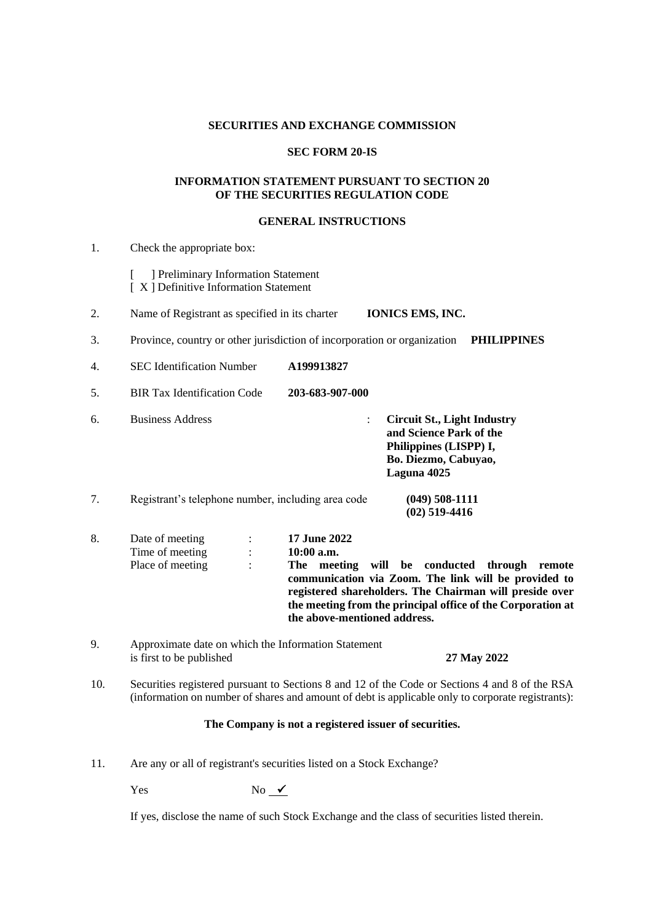**SECURITIES AND EXCHANGE COMMISSION**

**SEC FORM 20-IS**

**INFORMATION STATEMENT PURSUANT TO SECTION 20**
**OF THE SECURITIES REGULATION CODE**

**GENERAL INSTRUCTIONS**

1. Check the appropriate box:

   [ ] Preliminary Information Statement
   [ X ] Definitive Information Statement

2. Name of Registrant as specified in its charter **IONICS EMS, INC.**

3. Province, country or other jurisdiction of incorporation or organization **PHILIPPINES**

4. SEC Identification Number **A199913827**

5. BIR Tax Identification Code **203-683-907-000**

6. Business Address : **Circuit St., Light Industry and Science Park of the Philippines (LISPP) I, Bo. Diezmo, Cabuyao, Laguna 4025**

7. Registrant's telephone number, including area code **(049) 508-1111**
   **(02) 519-4416**

8. Date of meeting : **17 June 2022**
   Time of meeting : **10:00 a.m.**
   Place of meeting : **The meeting will be conducted through remote communication via Zoom. The link will be provided to registered shareholders. The Chairman will preside over the meeting from the principal office of the Corporation at the above-mentioned address.**

9. Approximate date on which the Information Statement is first to be published **27 May 2022**

10. Securities registered pursuant to Sections 8 and 12 of the Code or Sections 4 and 8 of the RSA (information on number of shares and amount of debt is applicable only to corporate registrants):

    **The Company is not a registered issuer of securities.**

11. Are any or all of registrant's securities listed on a Stock Exchange?

    Yes No ✓

    If yes, disclose the name of such Stock Exchange and the class of securities listed therein.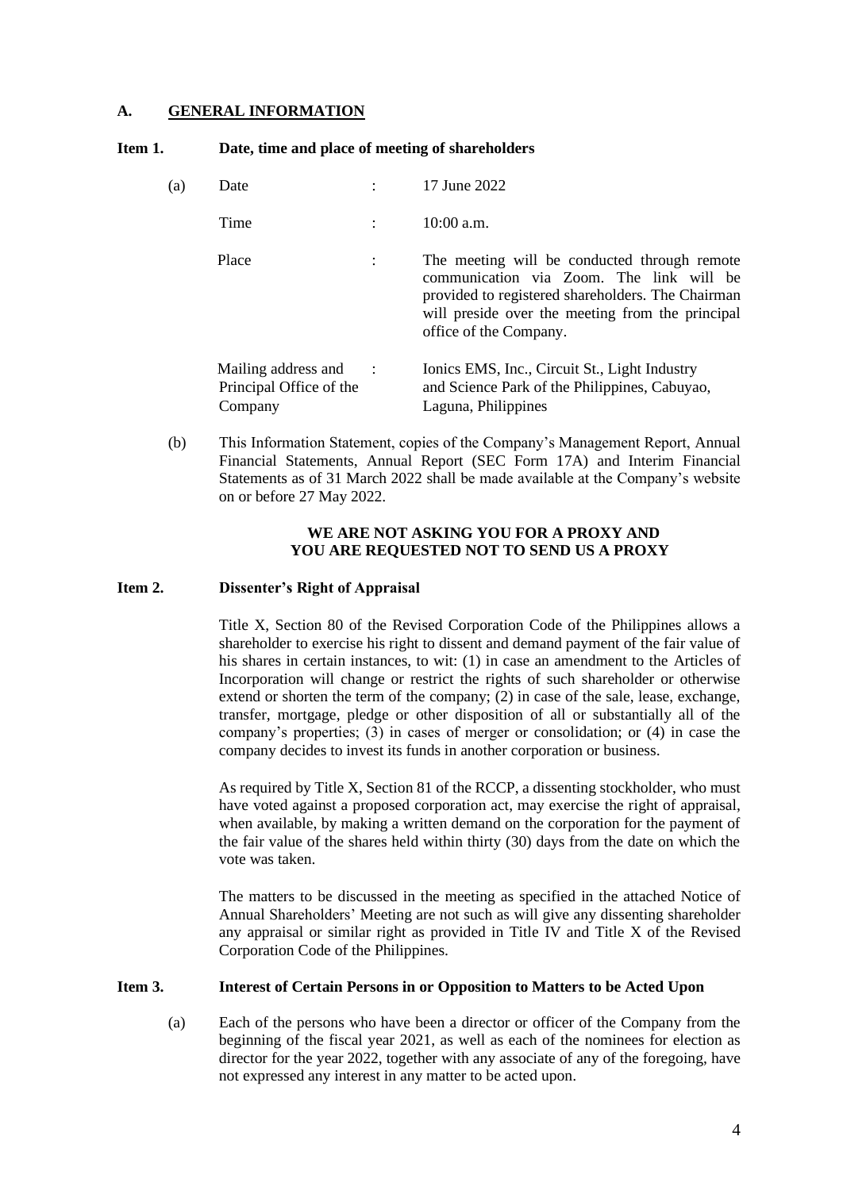## A. GENERAL INFORMATION

### Item 1. Date, time and place of meeting of shareholders

(a)

| | | |
|---|---|---|
| Date | : | 17 June 2022 |
| Time | : | 10:00 a.m. |
| Place | : | The meeting will be conducted through remote communication via Zoom. The link will be provided to registered shareholders. The Chairman will preside over the meeting from the principal office of the Company. |
| Mailing address and Principal Office of the Company | : | Ionics EMS, Inc., Circuit St., Light Industry and Science Park of the Philippines, Cabuyao, Laguna, Philippines |

(b) This Information Statement, copies of the Company's Management Report, Annual Financial Statements, Annual Report (SEC Form 17A) and Interim Financial Statements as of 31 March 2022 shall be made available at the Company's website on or before 27 May 2022.

**WE ARE NOT ASKING YOU FOR A PROXY AND YOU ARE REQUESTED NOT TO SEND US A PROXY**

### Item 2. Dissenter's Right of Appraisal

Title X, Section 80 of the Revised Corporation Code of the Philippines allows a shareholder to exercise his right to dissent and demand payment of the fair value of his shares in certain instances, to wit: (1) in case an amendment to the Articles of Incorporation will change or restrict the rights of such shareholder or otherwise extend or shorten the term of the company; (2) in case of the sale, lease, exchange, transfer, mortgage, pledge or other disposition of all or substantially all of the company's properties; (3) in cases of merger or consolidation; or (4) in case the company decides to invest its funds in another corporation or business.

As required by Title X, Section 81 of the RCCP, a dissenting stockholder, who must have voted against a proposed corporation act, may exercise the right of appraisal, when available, by making a written demand on the corporation for the payment of the fair value of the shares held within thirty (30) days from the date on which the vote was taken.

The matters to be discussed in the meeting as specified in the attached Notice of Annual Shareholders' Meeting are not such as will give any dissenting shareholder any appraisal or similar right as provided in Title IV and Title X of the Revised Corporation Code of the Philippines.

### Item 3. Interest of Certain Persons in or Opposition to Matters to be Acted Upon

(a) Each of the persons who have been a director or officer of the Company from the beginning of the fiscal year 2021, as well as each of the nominees for election as director for the year 2022, together with any associate of any of the foregoing, have not expressed any interest in any matter to be acted upon.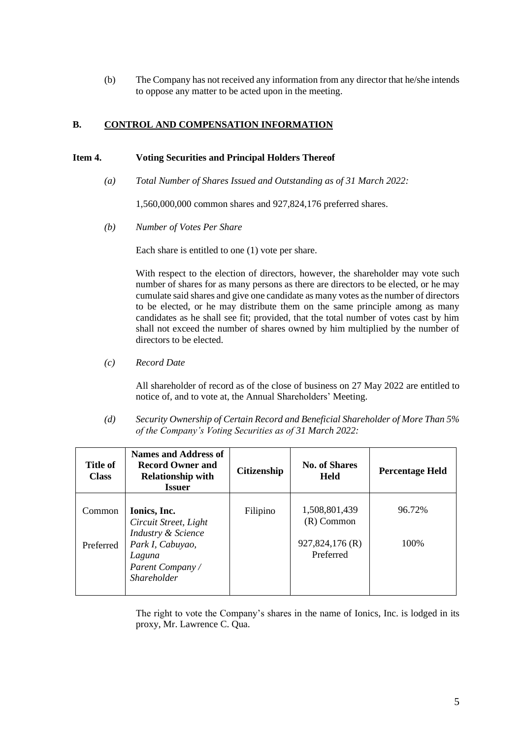(b) The Company has not received any information from any director that he/she intends to oppose any matter to be acted upon in the meeting.

## B. CONTROL AND COMPENSATION INFORMATION

### Item 4. Voting Securities and Principal Holders Thereof

*(a) Total Number of Shares Issued and Outstanding as of 31 March 2022:*

1,560,000,000 common shares and 927,824,176 preferred shares.

*(b) Number of Votes Per Share*

Each share is entitled to one (1) vote per share.

With respect to the election of directors, however, the shareholder may vote such number of shares for as many persons as there are directors to be elected, or he may cumulate said shares and give one candidate as many votes as the number of directors to be elected, or he may distribute them on the same principle among as many candidates as he shall see fit; provided, that the total number of votes cast by him shall not exceed the number of shares owned by him multiplied by the number of directors to be elected.

*(c) Record Date*

All shareholder of record as of the close of business on 27 May 2022 are entitled to notice of, and to vote at, the Annual Shareholders' Meeting.

*(d) Security Ownership of Certain Record and Beneficial Shareholder of More Than 5% of the Company's Voting Securities as of 31 March 2022:*

| Title of Class | Names and Address of Record Owner and Relationship with Issuer | Citizenship | No. of Shares Held | Percentage Held |
|---|---|---|---|---|
| Common | **Ionics, Inc.** *Circuit Street, Light Industry & Science Park I, Cabuyao, Laguna* *Parent Company / Shareholder* | Filipino | 1,508,801,439 (R) Common | 96.72% |
| Preferred | | | 927,824,176 (R) Preferred | 100% |

The right to vote the Company's shares in the name of Ionics, Inc. is lodged in its proxy, Mr. Lawrence C. Qua.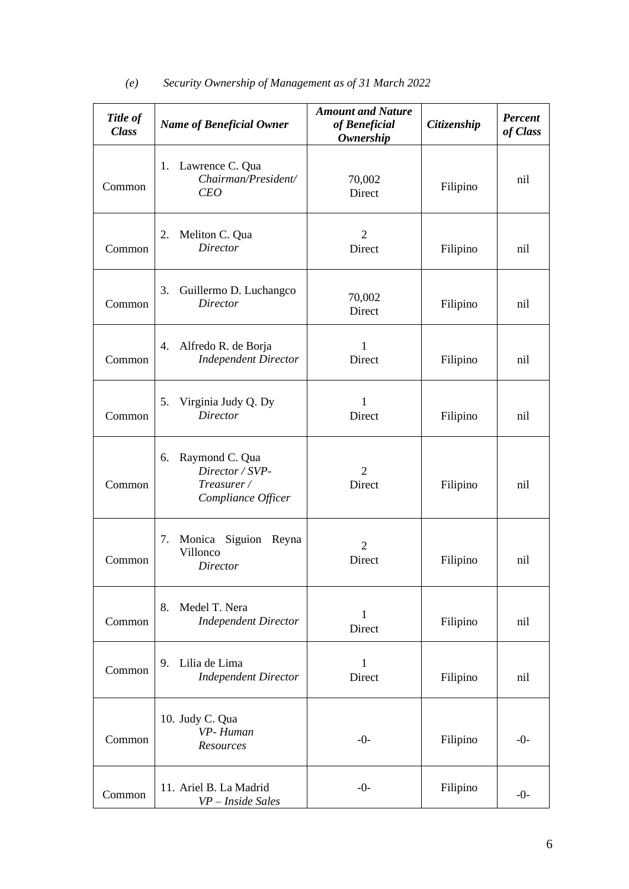*(e) Security Ownership of Management as of 31 March 2022*

| ***Title of Class*** | ***Name of Beneficial Owner*** | ***Amount and Nature of Beneficial Ownership*** | ***Citizenship*** | ***Percent of Class*** |
|---|---|---|---|---|
| Common | 1. Lawrence C. Qua *Chairman/President/ CEO* | 70,002 Direct | Filipino | nil |
| Common | 2. Meliton C. Qua *Director* | 2 Direct | Filipino | nil |
| Common | 3. Guillermo D. Luchangco *Director* | 70,002 Direct | Filipino | nil |
| Common | 4. Alfredo R. de Borja *Independent Director* | 1 Direct | Filipino | nil |
| Common | 5. Virginia Judy Q. Dy *Director* | 1 Direct | Filipino | nil |
| Common | 6. Raymond C. Qua *Director / SVP-Treasurer / Compliance Officer* | 2 Direct | Filipino | nil |
| Common | 7. Monica Siguion Reyna Villonco *Director* | 2 Direct | Filipino | nil |
| Common | 8. Medel T. Nera *Independent Director* | 1 Direct | Filipino | nil |
| Common | 9. Lilia de Lima *Independent Director* | 1 Direct | Filipino | nil |
| Common | 10. Judy C. Qua *VP- Human Resources* | -0- | Filipino | -0- |
| Common | 11. Ariel B. La Madrid *VP – Inside Sales* | -0- | Filipino | -0- |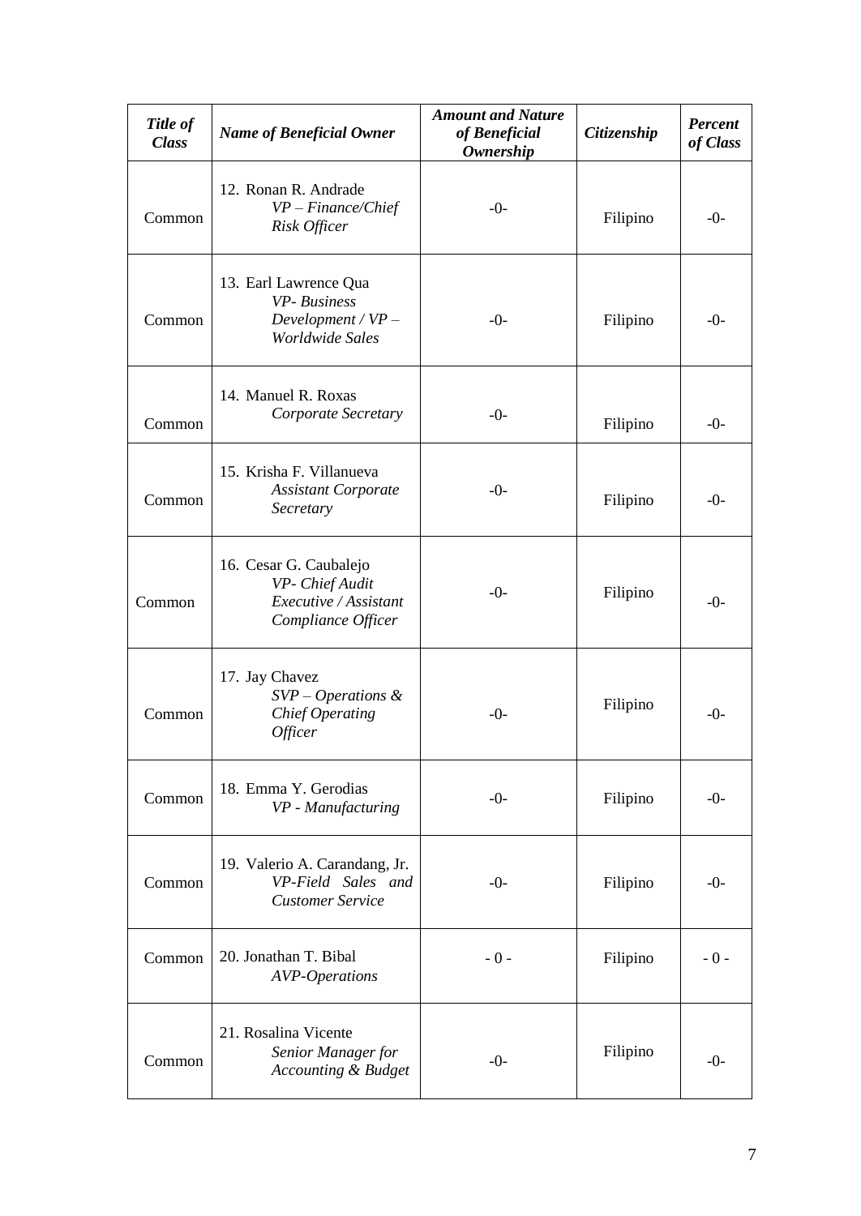| *Title of Class* | *Name of Beneficial Owner* | *Amount and Nature of Beneficial Ownership* | *Citizenship* | *Percent of Class* |
|---|---|---|---|---|
| Common | 12. Ronan R. Andrade *VP – Finance/Chief Risk Officer* | -0- | Filipino | -0- |
| Common | 13. Earl Lawrence Qua *VP- Business Development / VP – Worldwide Sales* | -0- | Filipino | -0- |
| Common | 14. Manuel R. Roxas *Corporate Secretary* | -0- | Filipino | -0- |
| Common | 15. Krisha F. Villanueva *Assistant Corporate Secretary* | -0- | Filipino | -0- |
| Common | 16. Cesar G. Caubalejo *VP- Chief Audit Executive / Assistant Compliance Officer* | -0- | Filipino | -0- |
| Common | 17. Jay Chavez *SVP – Operations & Chief Operating Officer* | -0- | Filipino | -0- |
| Common | 18. Emma Y. Gerodias *VP - Manufacturing* | -0- | Filipino | -0- |
| Common | 19. Valerio A. Carandang, Jr. *VP-Field Sales and Customer Service* | -0- | Filipino | -0- |
| Common | 20. Jonathan T. Bibal *AVP-Operations* | - 0 - | Filipino | - 0 - |
| Common | 21. Rosalina Vicente *Senior Manager for Accounting & Budget* | -0- | Filipino | -0- |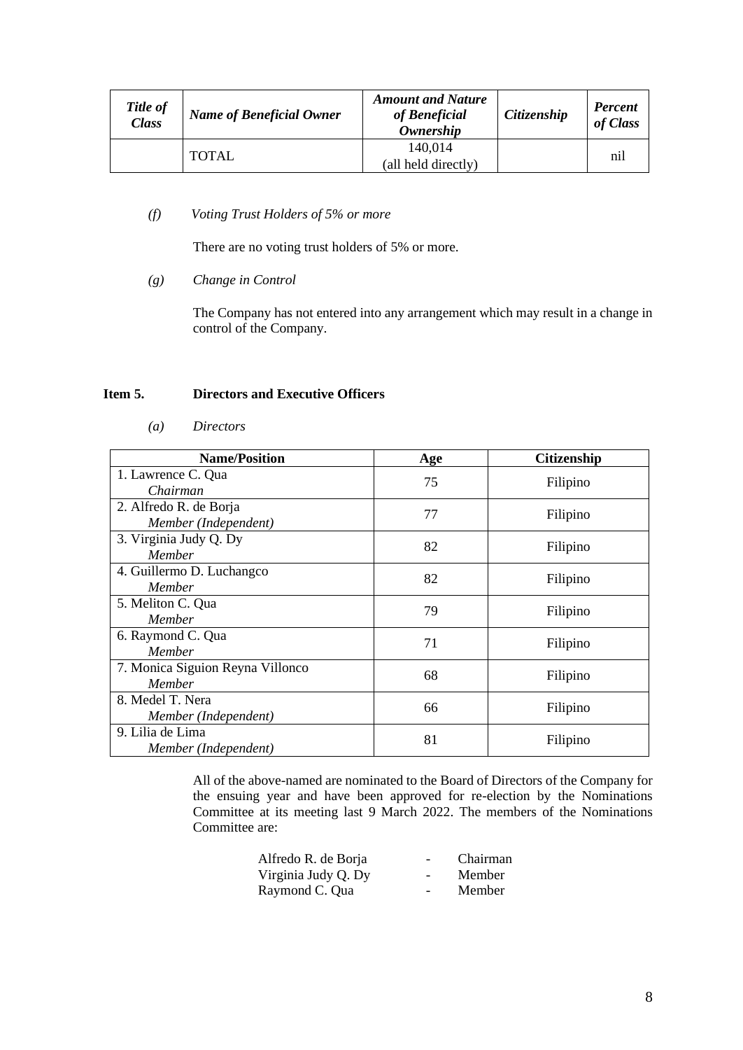| *Title of Class* | *Name of Beneficial Owner* | *Amount and Nature of Beneficial Ownership* | *Citizenship* | *Percent of Class* |
|---|---|---|---|---|
| | TOTAL | 140,014 (all held directly) | | nil |

*(f) Voting Trust Holders of 5% or more*

There are no voting trust holders of 5% or more.

*(g) Change in Control*

The Company has not entered into any arrangement which may result in a change in control of the Company.

## Item 5. Directors and Executive Officers

*(a) Directors*

| Name/Position | Age | Citizenship |
|---|---|---|
| 1. Lawrence C. Qua *Chairman* | 75 | Filipino |
| 2. Alfredo R. de Borja *Member (Independent)* | 77 | Filipino |
| 3. Virginia Judy Q. Dy *Member* | 82 | Filipino |
| 4. Guillermo D. Luchangco *Member* | 82 | Filipino |
| 5. Meliton C. Qua *Member* | 79 | Filipino |
| 6. Raymond C. Qua *Member* | 71 | Filipino |
| 7. Monica Siguion Reyna Villonco *Member* | 68 | Filipino |
| 8. Medel T. Nera *Member (Independent)* | 66 | Filipino |
| 9. Lilia de Lima *Member (Independent)* | 81 | Filipino |

All of the above-named are nominated to the Board of Directors of the Company for the ensuing year and have been approved for re-election by the Nominations Committee at its meeting last 9 March 2022. The members of the Nominations Committee are:

Alfredo R. de Borja - Chairman
Virginia Judy Q. Dy - Member
Raymond C. Qua - Member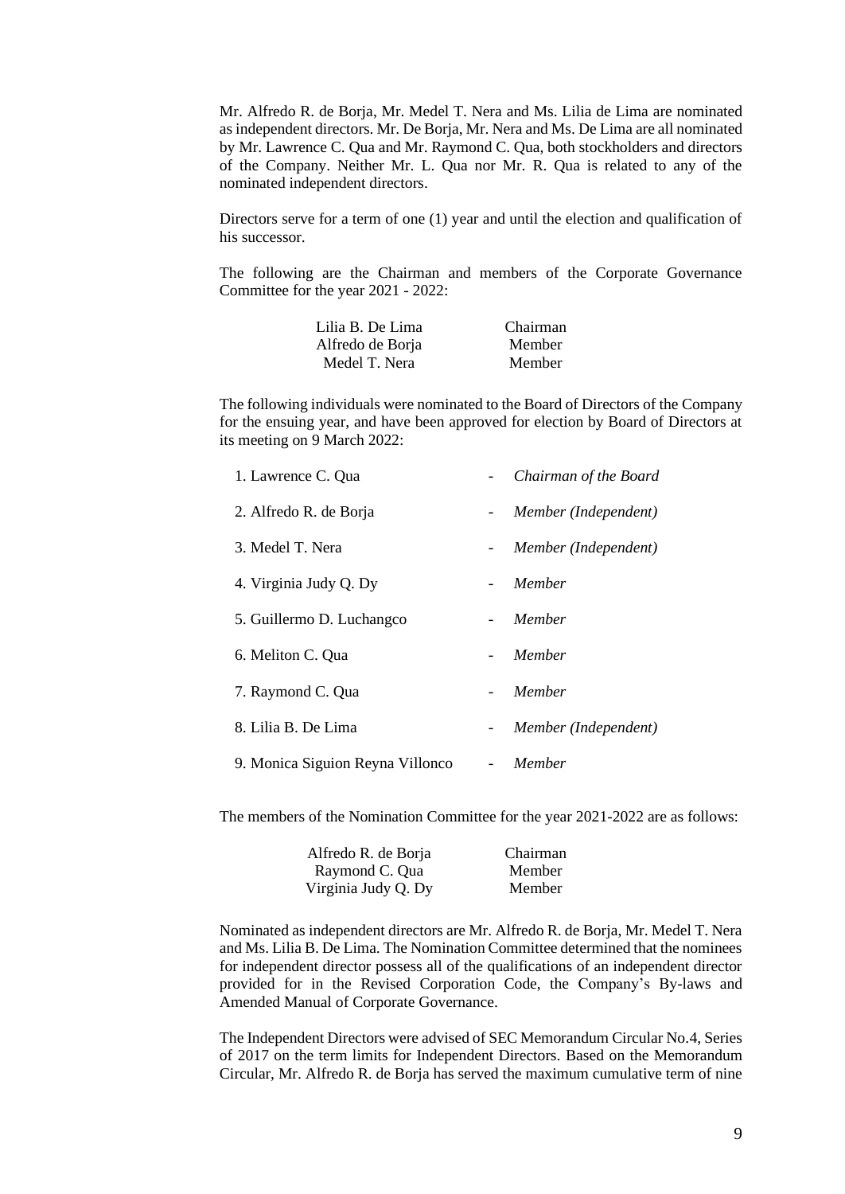Mr. Alfredo R. de Borja, Mr. Medel T. Nera and Ms. Lilia de Lima are nominated as independent directors. Mr. De Borja, Mr. Nera and Ms. De Lima are all nominated by Mr. Lawrence C. Qua and Mr. Raymond C. Qua, both stockholders and directors of the Company. Neither Mr. L. Qua nor Mr. R. Qua is related to any of the nominated independent directors.

Directors serve for a term of one (1) year and until the election and qualification of his successor.

The following are the Chairman and members of the Corporate Governance Committee for the year 2021 - 2022:

| | |
|---|---|
| Lilia B. De Lima | Chairman |
| Alfredo de Borja | Member |
| Medel T. Nera | Member |

The following individuals were nominated to the Board of Directors of the Company for the ensuing year, and have been approved for election by Board of Directors at its meeting on 9 March 2022:

1. Lawrence C. Qua - *Chairman of the Board*
2. Alfredo R. de Borja - *Member (Independent)*
3. Medel T. Nera - *Member (Independent)*
4. Virginia Judy Q. Dy - *Member*
5. Guillermo D. Luchangco - *Member*
6. Meliton C. Qua - *Member*
7. Raymond C. Qua - *Member*
8. Lilia B. De Lima - *Member (Independent)*
9. Monica Siguion Reyna Villonco - *Member*

The members of the Nomination Committee for the year 2021-2022 are as follows:

| | |
|---|---|
| Alfredo R. de Borja | Chairman |
| Raymond C. Qua | Member |
| Virginia Judy Q. Dy | Member |

Nominated as independent directors are Mr. Alfredo R. de Borja, Mr. Medel T. Nera and Ms. Lilia B. De Lima. The Nomination Committee determined that the nominees for independent director possess all of the qualifications of an independent director provided for in the Revised Corporation Code, the Company's By-laws and Amended Manual of Corporate Governance.

The Independent Directors were advised of SEC Memorandum Circular No.4, Series of 2017 on the term limits for Independent Directors. Based on the Memorandum Circular, Mr. Alfredo R. de Borja has served the maximum cumulative term of nine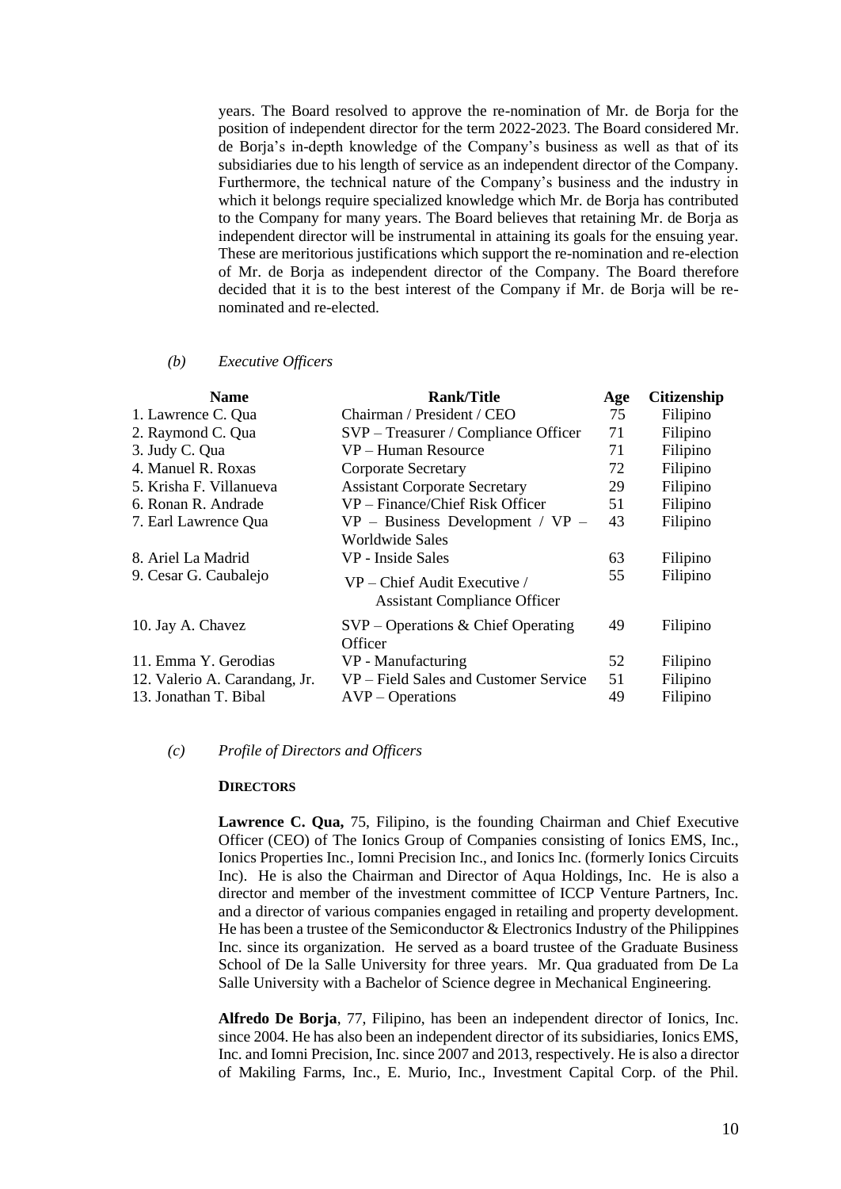years. The Board resolved to approve the re-nomination of Mr. de Borja for the position of independent director for the term 2022-2023. The Board considered Mr. de Borja's in-depth knowledge of the Company's business as well as that of its subsidiaries due to his length of service as an independent director of the Company. Furthermore, the technical nature of the Company's business and the industry in which it belongs require specialized knowledge which Mr. de Borja has contributed to the Company for many years. The Board believes that retaining Mr. de Borja as independent director will be instrumental in attaining its goals for the ensuing year. These are meritorious justifications which support the re-nomination and re-election of Mr. de Borja as independent director of the Company. The Board therefore decided that it is to the best interest of the Company if Mr. de Borja will be re-nominated and re-elected.

*(b) Executive Officers*

| Name | Rank/Title | Age | Citizenship |
|---|---|---|---|
| 1. Lawrence C. Qua | Chairman / President / CEO | 75 | Filipino |
| 2. Raymond C. Qua | SVP – Treasurer / Compliance Officer | 71 | Filipino |
| 3. Judy C. Qua | VP – Human Resource | 71 | Filipino |
| 4. Manuel R. Roxas | Corporate Secretary | 72 | Filipino |
| 5. Krisha F. Villanueva | Assistant Corporate Secretary | 29 | Filipino |
| 6. Ronan R. Andrade | VP – Finance/Chief Risk Officer | 51 | Filipino |
| 7. Earl Lawrence Qua | VP – Business Development / VP – Worldwide Sales | 43 | Filipino |
| 8. Ariel La Madrid | VP - Inside Sales | 63 | Filipino |
| 9. Cesar G. Caubalejo | VP – Chief Audit Executive / Assistant Compliance Officer | 55 | Filipino |
| 10. Jay A. Chavez | SVP – Operations & Chief Operating Officer | 49 | Filipino |
| 11. Emma Y. Gerodias | VP - Manufacturing | 52 | Filipino |
| 12. Valerio A. Carandang, Jr. | VP – Field Sales and Customer Service | 51 | Filipino |
| 13. Jonathan T. Bibal | AVP – Operations | 49 | Filipino |

*(c) Profile of Directors and Officers*

**DIRECTORS**

**Lawrence C. Qua,** 75, Filipino, is the founding Chairman and Chief Executive Officer (CEO) of The Ionics Group of Companies consisting of Ionics EMS, Inc., Ionics Properties Inc., Iomni Precision Inc., and Ionics Inc. (formerly Ionics Circuits Inc). He is also the Chairman and Director of Aqua Holdings, Inc. He is also a director and member of the investment committee of ICCP Venture Partners, Inc. and a director of various companies engaged in retailing and property development. He has been a trustee of the Semiconductor & Electronics Industry of the Philippines Inc. since its organization. He served as a board trustee of the Graduate Business School of De la Salle University for three years. Mr. Qua graduated from De La Salle University with a Bachelor of Science degree in Mechanical Engineering.

**Alfredo De Borja**, 77, Filipino, has been an independent director of Ionics, Inc. since 2004. He has also been an independent director of its subsidiaries, Ionics EMS, Inc. and Iomni Precision, Inc. since 2007 and 2013, respectively. He is also a director of Makiling Farms, Inc., E. Murio, Inc., Investment Capital Corp. of the Phil.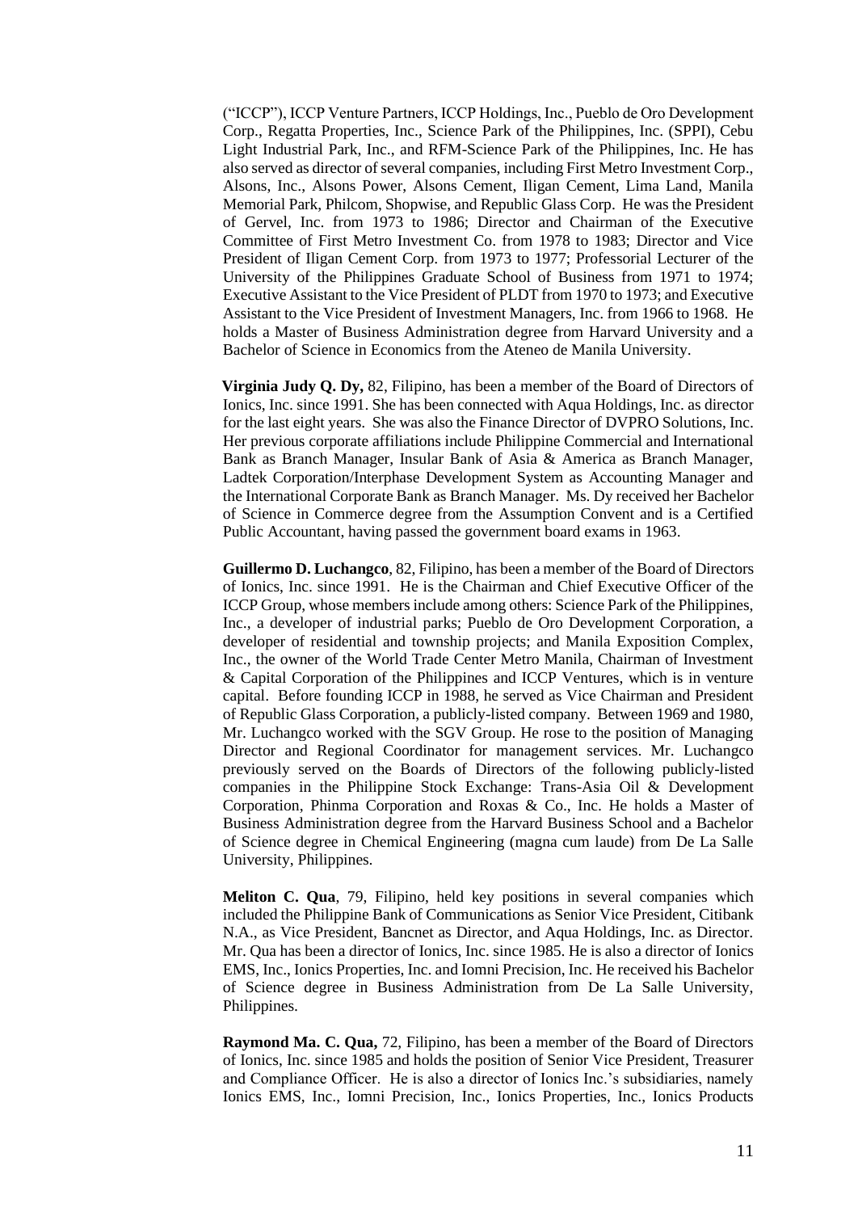("ICCP"), ICCP Venture Partners, ICCP Holdings, Inc., Pueblo de Oro Development Corp., Regatta Properties, Inc., Science Park of the Philippines, Inc. (SPPI), Cebu Light Industrial Park, Inc., and RFM-Science Park of the Philippines, Inc. He has also served as director of several companies, including First Metro Investment Corp., Alsons, Inc., Alsons Power, Alsons Cement, Iligan Cement, Lima Land, Manila Memorial Park, Philcom, Shopwise, and Republic Glass Corp. He was the President of Gervel, Inc. from 1973 to 1986; Director and Chairman of the Executive Committee of First Metro Investment Co. from 1978 to 1983; Director and Vice President of Iligan Cement Corp. from 1973 to 1977; Professorial Lecturer of the University of the Philippines Graduate School of Business from 1971 to 1974; Executive Assistant to the Vice President of PLDT from 1970 to 1973; and Executive Assistant to the Vice President of Investment Managers, Inc. from 1966 to 1968. He holds a Master of Business Administration degree from Harvard University and a Bachelor of Science in Economics from the Ateneo de Manila University.

**Virginia Judy Q. Dy,** 82, Filipino, has been a member of the Board of Directors of Ionics, Inc. since 1991. She has been connected with Aqua Holdings, Inc. as director for the last eight years. She was also the Finance Director of DVPRO Solutions, Inc. Her previous corporate affiliations include Philippine Commercial and International Bank as Branch Manager, Insular Bank of Asia & America as Branch Manager, Ladtek Corporation/Interphase Development System as Accounting Manager and the International Corporate Bank as Branch Manager. Ms. Dy received her Bachelor of Science in Commerce degree from the Assumption Convent and is a Certified Public Accountant, having passed the government board exams in 1963.

**Guillermo D. Luchangco**, 82, Filipino, has been a member of the Board of Directors of Ionics, Inc. since 1991. He is the Chairman and Chief Executive Officer of the ICCP Group, whose members include among others: Science Park of the Philippines, Inc., a developer of industrial parks; Pueblo de Oro Development Corporation, a developer of residential and township projects; and Manila Exposition Complex, Inc., the owner of the World Trade Center Metro Manila, Chairman of Investment & Capital Corporation of the Philippines and ICCP Ventures, which is in venture capital. Before founding ICCP in 1988, he served as Vice Chairman and President of Republic Glass Corporation, a publicly-listed company. Between 1969 and 1980, Mr. Luchangco worked with the SGV Group. He rose to the position of Managing Director and Regional Coordinator for management services. Mr. Luchangco previously served on the Boards of Directors of the following publicly-listed companies in the Philippine Stock Exchange: Trans-Asia Oil & Development Corporation, Phinma Corporation and Roxas & Co., Inc. He holds a Master of Business Administration degree from the Harvard Business School and a Bachelor of Science degree in Chemical Engineering (magna cum laude) from De La Salle University, Philippines.

**Meliton C. Qua**, 79, Filipino, held key positions in several companies which included the Philippine Bank of Communications as Senior Vice President, Citibank N.A., as Vice President, Bancnet as Director, and Aqua Holdings, Inc. as Director. Mr. Qua has been a director of Ionics, Inc. since 1985. He is also a director of Ionics EMS, Inc., Ionics Properties, Inc. and Iomni Precision, Inc. He received his Bachelor of Science degree in Business Administration from De La Salle University, Philippines.

**Raymond Ma. C. Qua,** 72, Filipino, has been a member of the Board of Directors of Ionics, Inc. since 1985 and holds the position of Senior Vice President, Treasurer and Compliance Officer. He is also a director of Ionics Inc.'s subsidiaries, namely Ionics EMS, Inc., Iomni Precision, Inc., Ionics Properties, Inc., Ionics Products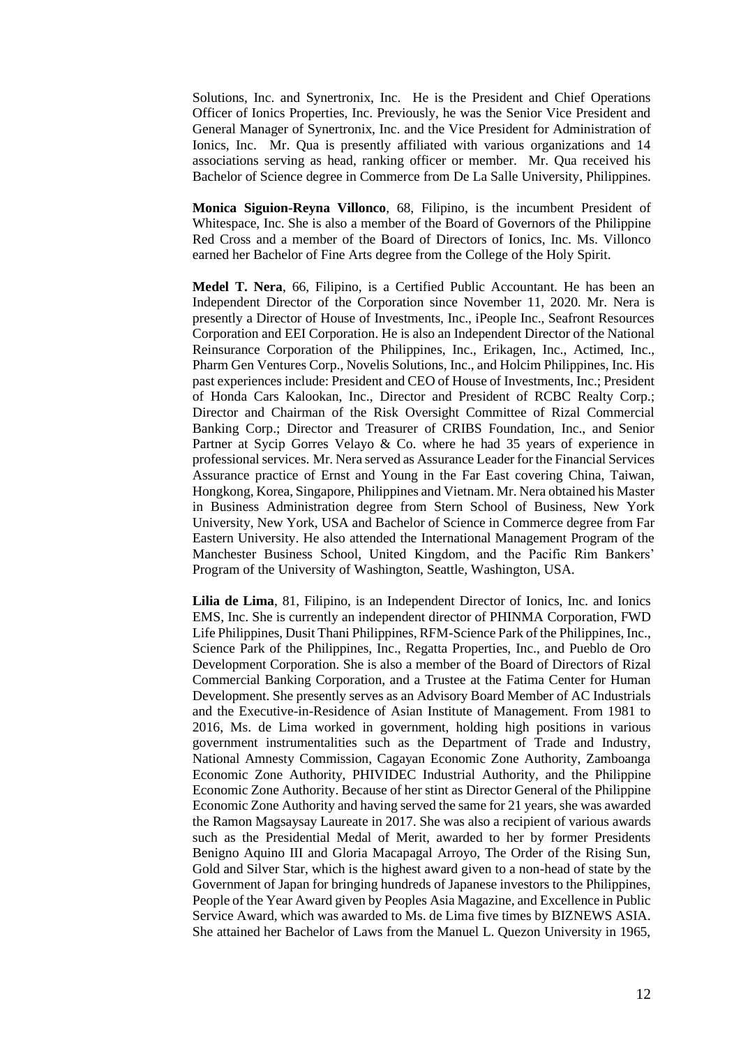Solutions, Inc. and Synertronix, Inc. He is the President and Chief Operations Officer of Ionics Properties, Inc. Previously, he was the Senior Vice President and General Manager of Synertronix, Inc. and the Vice President for Administration of Ionics, Inc. Mr. Qua is presently affiliated with various organizations and 14 associations serving as head, ranking officer or member. Mr. Qua received his Bachelor of Science degree in Commerce from De La Salle University, Philippines.

**Monica Siguion-Reyna Villonco**, 68, Filipino, is the incumbent President of Whitespace, Inc. She is also a member of the Board of Governors of the Philippine Red Cross and a member of the Board of Directors of Ionics, Inc. Ms. Villonco earned her Bachelor of Fine Arts degree from the College of the Holy Spirit.

**Medel T. Nera**, 66, Filipino, is a Certified Public Accountant. He has been an Independent Director of the Corporation since November 11, 2020. Mr. Nera is presently a Director of House of Investments, Inc., iPeople Inc., Seafront Resources Corporation and EEI Corporation. He is also an Independent Director of the National Reinsurance Corporation of the Philippines, Inc., Erikagen, Inc., Actimed, Inc., Pharm Gen Ventures Corp., Novelis Solutions, Inc., and Holcim Philippines, Inc. His past experiences include: President and CEO of House of Investments, Inc.; President of Honda Cars Kalookan, Inc., Director and President of RCBC Realty Corp.; Director and Chairman of the Risk Oversight Committee of Rizal Commercial Banking Corp.; Director and Treasurer of CRIBS Foundation, Inc., and Senior Partner at Sycip Gorres Velayo & Co. where he had 35 years of experience in professional services. Mr. Nera served as Assurance Leader for the Financial Services Assurance practice of Ernst and Young in the Far East covering China, Taiwan, Hongkong, Korea, Singapore, Philippines and Vietnam. Mr. Nera obtained his Master in Business Administration degree from Stern School of Business, New York University, New York, USA and Bachelor of Science in Commerce degree from Far Eastern University. He also attended the International Management Program of the Manchester Business School, United Kingdom, and the Pacific Rim Bankers' Program of the University of Washington, Seattle, Washington, USA.

**Lilia de Lima**, 81, Filipino, is an Independent Director of Ionics, Inc. and Ionics EMS, Inc. She is currently an independent director of PHINMA Corporation, FWD Life Philippines, Dusit Thani Philippines, RFM-Science Park of the Philippines, Inc., Science Park of the Philippines, Inc., Regatta Properties, Inc., and Pueblo de Oro Development Corporation. She is also a member of the Board of Directors of Rizal Commercial Banking Corporation, and a Trustee at the Fatima Center for Human Development. She presently serves as an Advisory Board Member of AC Industrials and the Executive-in-Residence of Asian Institute of Management. From 1981 to 2016, Ms. de Lima worked in government, holding high positions in various government instrumentalities such as the Department of Trade and Industry, National Amnesty Commission, Cagayan Economic Zone Authority, Zamboanga Economic Zone Authority, PHIVIDEC Industrial Authority, and the Philippine Economic Zone Authority. Because of her stint as Director General of the Philippine Economic Zone Authority and having served the same for 21 years, she was awarded the Ramon Magsaysay Laureate in 2017. She was also a recipient of various awards such as the Presidential Medal of Merit, awarded to her by former Presidents Benigno Aquino III and Gloria Macapagal Arroyo, The Order of the Rising Sun, Gold and Silver Star, which is the highest award given to a non-head of state by the Government of Japan for bringing hundreds of Japanese investors to the Philippines, People of the Year Award given by Peoples Asia Magazine, and Excellence in Public Service Award, which was awarded to Ms. de Lima five times by BIZNEWS ASIA. She attained her Bachelor of Laws from the Manuel L. Quezon University in 1965,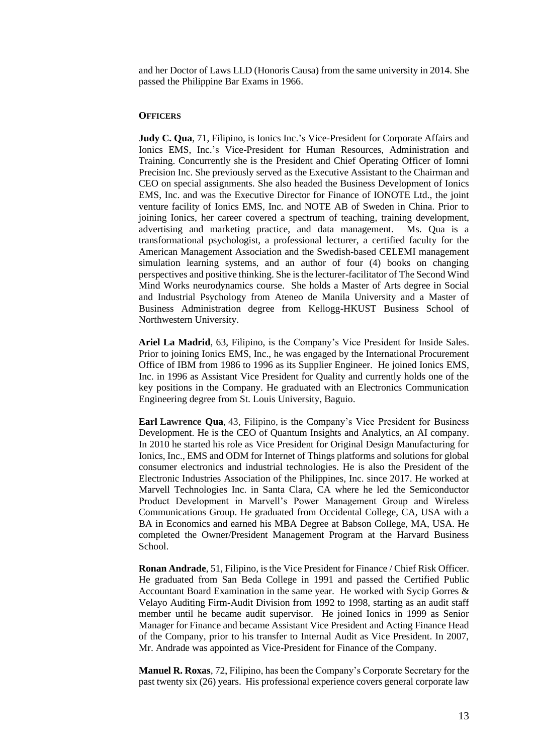and her Doctor of Laws LLD (Honoris Causa) from the same university in 2014. She passed the Philippine Bar Exams in 1966.

### OFFICERS

**Judy C. Qua**, 71, Filipino, is Ionics Inc.'s Vice-President for Corporate Affairs and Ionics EMS, Inc.'s Vice-President for Human Resources, Administration and Training. Concurrently she is the President and Chief Operating Officer of Iomni Precision Inc. She previously served as the Executive Assistant to the Chairman and CEO on special assignments. She also headed the Business Development of Ionics EMS, Inc. and was the Executive Director for Finance of IONOTE Ltd., the joint venture facility of Ionics EMS, Inc. and NOTE AB of Sweden in China. Prior to joining Ionics, her career covered a spectrum of teaching, training development, advertising and marketing practice, and data management. Ms. Qua is a transformational psychologist, a professional lecturer, a certified faculty for the American Management Association and the Swedish-based CELEMI management simulation learning systems, and an author of four (4) books on changing perspectives and positive thinking. She is the lecturer-facilitator of The Second Wind Mind Works neurodynamics course. She holds a Master of Arts degree in Social and Industrial Psychology from Ateneo de Manila University and a Master of Business Administration degree from Kellogg-HKUST Business School of Northwestern University.

**Ariel La Madrid**, 63, Filipino, is the Company's Vice President for Inside Sales. Prior to joining Ionics EMS, Inc., he was engaged by the International Procurement Office of IBM from 1986 to 1996 as its Supplier Engineer. He joined Ionics EMS, Inc. in 1996 as Assistant Vice President for Quality and currently holds one of the key positions in the Company. He graduated with an Electronics Communication Engineering degree from St. Louis University, Baguio.

**Earl Lawrence Qua**, 43, Filipino, is the Company's Vice President for Business Development. He is the CEO of Quantum Insights and Analytics, an AI company. In 2010 he started his role as Vice President for Original Design Manufacturing for Ionics, Inc., EMS and ODM for Internet of Things platforms and solutions for global consumer electronics and industrial technologies. He is also the President of the Electronic Industries Association of the Philippines, Inc. since 2017. He worked at Marvell Technologies Inc. in Santa Clara, CA where he led the Semiconductor Product Development in Marvell's Power Management Group and Wireless Communications Group. He graduated from Occidental College, CA, USA with a BA in Economics and earned his MBA Degree at Babson College, MA, USA. He completed the Owner/President Management Program at the Harvard Business School.

**Ronan Andrade**, 51, Filipino, is the Vice President for Finance / Chief Risk Officer. He graduated from San Beda College in 1991 and passed the Certified Public Accountant Board Examination in the same year. He worked with Sycip Gorres & Velayo Auditing Firm-Audit Division from 1992 to 1998, starting as an audit staff member until he became audit supervisor. He joined Ionics in 1999 as Senior Manager for Finance and became Assistant Vice President and Acting Finance Head of the Company, prior to his transfer to Internal Audit as Vice President. In 2007, Mr. Andrade was appointed as Vice-President for Finance of the Company.

**Manuel R. Roxas**, 72, Filipino, has been the Company's Corporate Secretary for the past twenty six (26) years. His professional experience covers general corporate law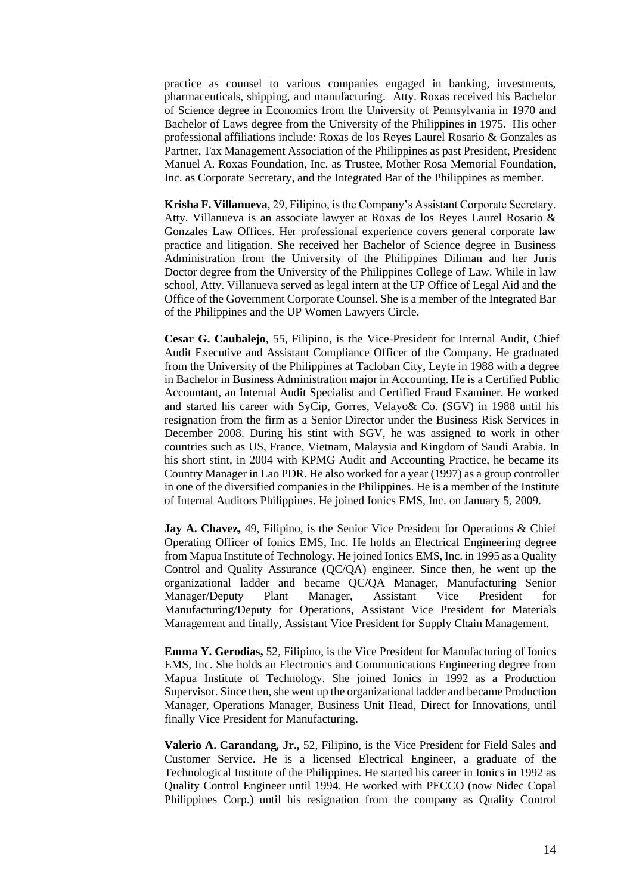practice as counsel to various companies engaged in banking, investments, pharmaceuticals, shipping, and manufacturing. Atty. Roxas received his Bachelor of Science degree in Economics from the University of Pennsylvania in 1970 and Bachelor of Laws degree from the University of the Philippines in 1975. His other professional affiliations include: Roxas de los Reyes Laurel Rosario & Gonzales as Partner, Tax Management Association of the Philippines as past President, President Manuel A. Roxas Foundation, Inc. as Trustee, Mother Rosa Memorial Foundation, Inc. as Corporate Secretary, and the Integrated Bar of the Philippines as member.

**Krisha F. Villanueva**, 29, Filipino, is the Company's Assistant Corporate Secretary. Atty. Villanueva is an associate lawyer at Roxas de los Reyes Laurel Rosario & Gonzales Law Offices. Her professional experience covers general corporate law practice and litigation. She received her Bachelor of Science degree in Business Administration from the University of the Philippines Diliman and her Juris Doctor degree from the University of the Philippines College of Law. While in law school, Atty. Villanueva served as legal intern at the UP Office of Legal Aid and the Office of the Government Corporate Counsel. She is a member of the Integrated Bar of the Philippines and the UP Women Lawyers Circle.

**Cesar G. Caubalejo**, 55, Filipino, is the Vice-President for Internal Audit, Chief Audit Executive and Assistant Compliance Officer of the Company. He graduated from the University of the Philippines at Tacloban City, Leyte in 1988 with a degree in Bachelor in Business Administration major in Accounting. He is a Certified Public Accountant, an Internal Audit Specialist and Certified Fraud Examiner. He worked and started his career with SyCip, Gorres, Velayo& Co. (SGV) in 1988 until his resignation from the firm as a Senior Director under the Business Risk Services in December 2008. During his stint with SGV, he was assigned to work in other countries such as US, France, Vietnam, Malaysia and Kingdom of Saudi Arabia. In his short stint, in 2004 with KPMG Audit and Accounting Practice, he became its Country Manager in Lao PDR. He also worked for a year (1997) as a group controller in one of the diversified companies in the Philippines. He is a member of the Institute of Internal Auditors Philippines. He joined Ionics EMS, Inc. on January 5, 2009.

**Jay A. Chavez,** 49, Filipino, is the Senior Vice President for Operations & Chief Operating Officer of Ionics EMS, Inc. He holds an Electrical Engineering degree from Mapua Institute of Technology. He joined Ionics EMS, Inc. in 1995 as a Quality Control and Quality Assurance (QC/QA) engineer. Since then, he went up the organizational ladder and became QC/QA Manager, Manufacturing Senior Manager/Deputy Plant Manager, Assistant Vice President for Manufacturing/Deputy for Operations, Assistant Vice President for Materials Management and finally, Assistant Vice President for Supply Chain Management.

**Emma Y. Gerodias,** 52, Filipino, is the Vice President for Manufacturing of Ionics EMS, Inc. She holds an Electronics and Communications Engineering degree from Mapua Institute of Technology. She joined Ionics in 1992 as a Production Supervisor. Since then, she went up the organizational ladder and became Production Manager, Operations Manager, Business Unit Head, Direct for Innovations, until finally Vice President for Manufacturing.

**Valerio A. Carandang, Jr.,** 52, Filipino, is the Vice President for Field Sales and Customer Service. He is a licensed Electrical Engineer, a graduate of the Technological Institute of the Philippines. He started his career in Ionics in 1992 as Quality Control Engineer until 1994. He worked with PECCO (now Nidec Copal Philippines Corp.) until his resignation from the company as Quality Control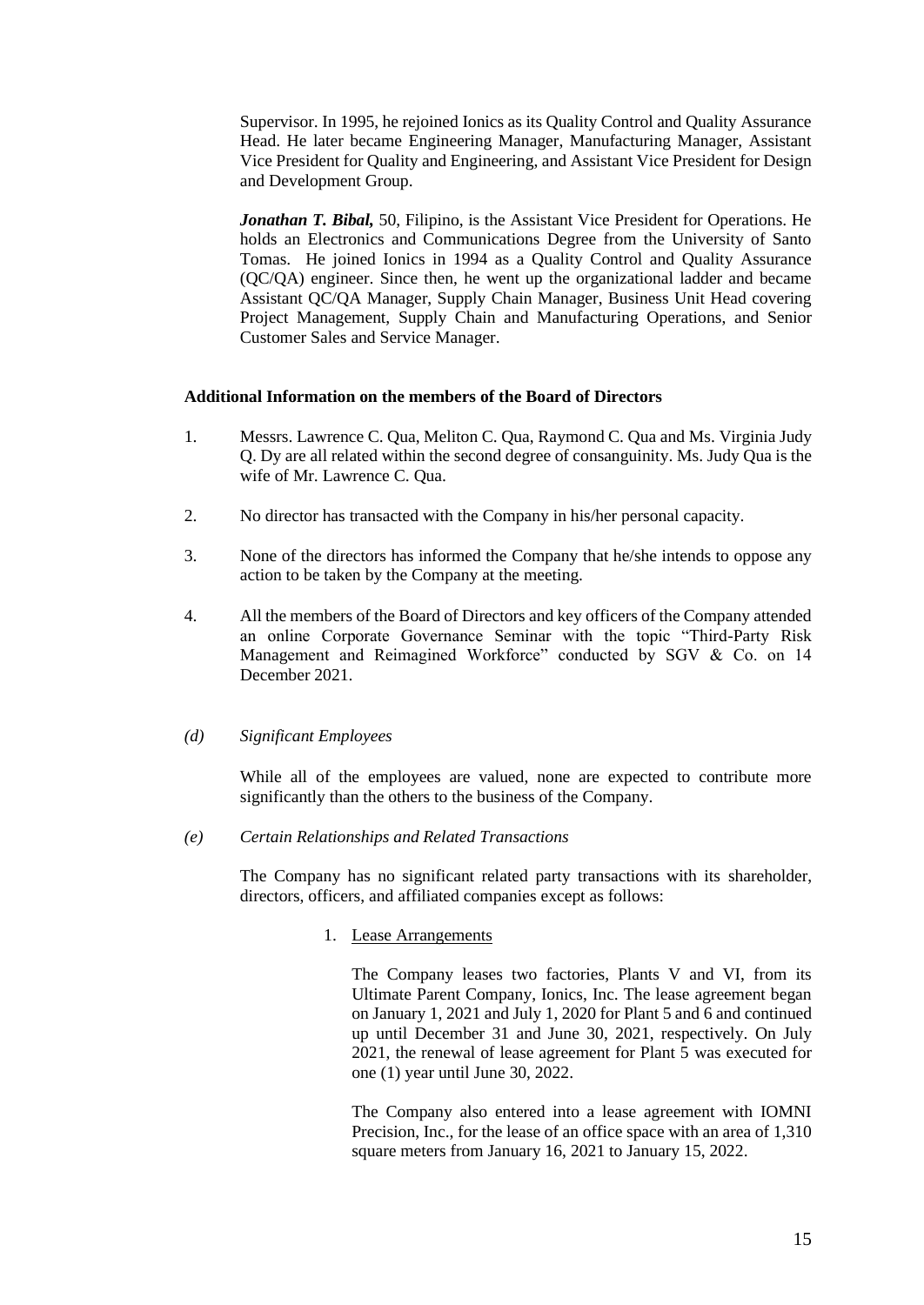Supervisor. In 1995, he rejoined Ionics as its Quality Control and Quality Assurance Head. He later became Engineering Manager, Manufacturing Manager, Assistant Vice President for Quality and Engineering, and Assistant Vice President for Design and Development Group.

***Jonathan T. Bibal,*** 50, Filipino, is the Assistant Vice President for Operations. He holds an Electronics and Communications Degree from the University of Santo Tomas. He joined Ionics in 1994 as a Quality Control and Quality Assurance (QC/QA) engineer. Since then, he went up the organizational ladder and became Assistant QC/QA Manager, Supply Chain Manager, Business Unit Head covering Project Management, Supply Chain and Manufacturing Operations, and Senior Customer Sales and Service Manager.

**Additional Information on the members of the Board of Directors**

1. Messrs. Lawrence C. Qua, Meliton C. Qua, Raymond C. Qua and Ms. Virginia Judy Q. Dy are all related within the second degree of consanguinity. Ms. Judy Qua is the wife of Mr. Lawrence C. Qua.

2. No director has transacted with the Company in his/her personal capacity.

3. None of the directors has informed the Company that he/she intends to oppose any action to be taken by the Company at the meeting.

4. All the members of the Board of Directors and key officers of the Company attended an online Corporate Governance Seminar with the topic "Third-Party Risk Management and Reimagined Workforce" conducted by SGV & Co. on 14 December 2021.

*(d) Significant Employees*

While all of the employees are valued, none are expected to contribute more significantly than the others to the business of the Company.

*(e) Certain Relationships and Related Transactions*

The Company has no significant related party transactions with its shareholder, directors, officers, and affiliated companies except as follows:

1. Lease Arrangements

   The Company leases two factories, Plants V and VI, from its Ultimate Parent Company, Ionics, Inc. The lease agreement began on January 1, 2021 and July 1, 2020 for Plant 5 and 6 and continued up until December 31 and June 30, 2021, respectively. On July 2021, the renewal of lease agreement for Plant 5 was executed for one (1) year until June 30, 2022.

   The Company also entered into a lease agreement with IOMNI Precision, Inc., for the lease of an office space with an area of 1,310 square meters from January 16, 2021 to January 15, 2022.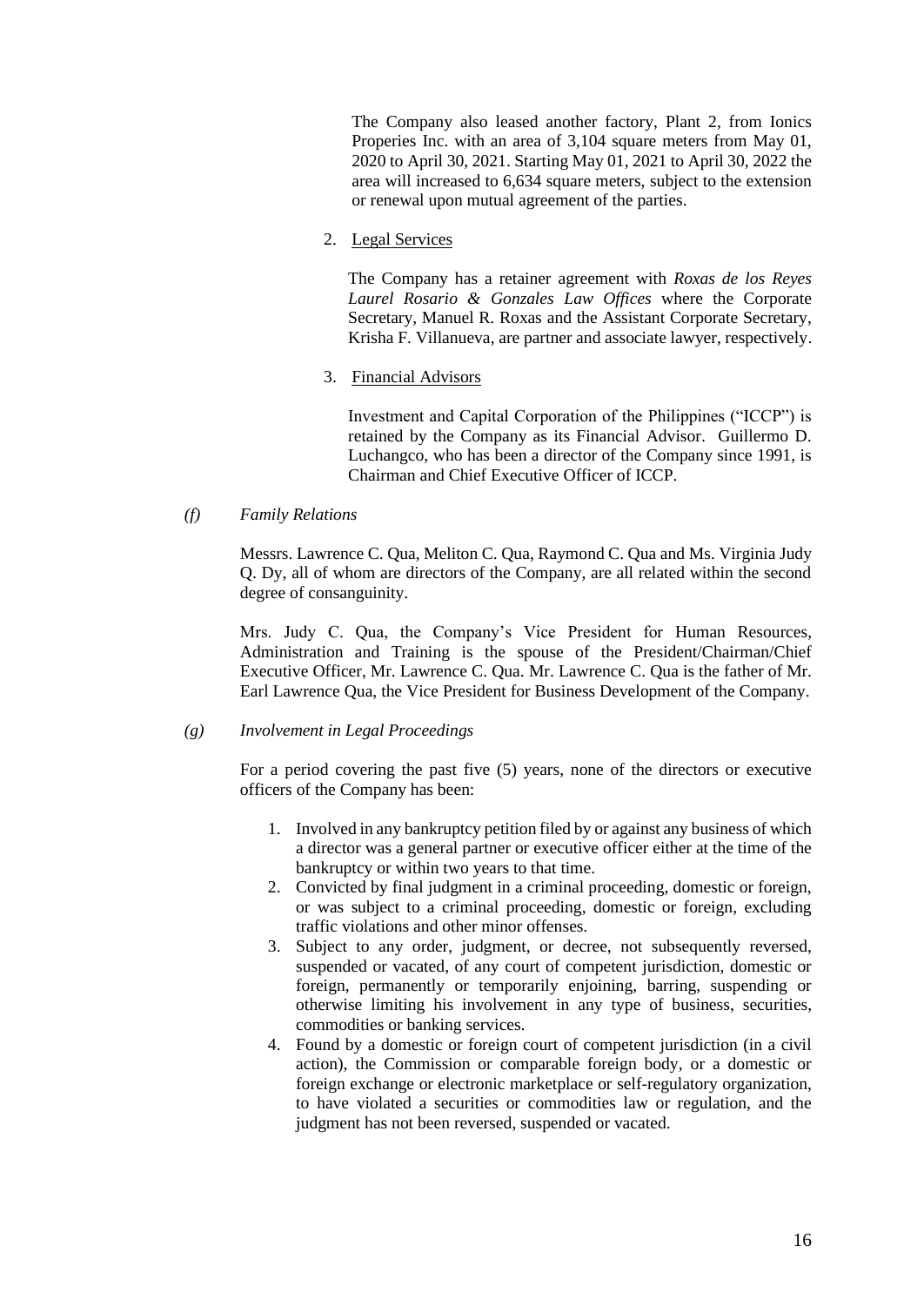The Company also leased another factory, Plant 2, from Ionics Properies Inc. with an area of 3,104 square meters from May 01, 2020 to April 30, 2021. Starting May 01, 2021 to April 30, 2022 the area will increased to 6,634 square meters, subject to the extension or renewal upon mutual agreement of the parties.

2. Legal Services

   The Company has a retainer agreement with *Roxas de los Reyes Laurel Rosario & Gonzales Law Offices* where the Corporate Secretary, Manuel R. Roxas and the Assistant Corporate Secretary, Krisha F. Villanueva, are partner and associate lawyer, respectively.

3. Financial Advisors

   Investment and Capital Corporation of the Philippines ("ICCP") is retained by the Company as its Financial Advisor. Guillermo D. Luchangco, who has been a director of the Company since 1991, is Chairman and Chief Executive Officer of ICCP.

*(f) Family Relations*

Messrs. Lawrence C. Qua, Meliton C. Qua, Raymond C. Qua and Ms. Virginia Judy Q. Dy, all of whom are directors of the Company, are all related within the second degree of consanguinity.

Mrs. Judy C. Qua, the Company's Vice President for Human Resources, Administration and Training is the spouse of the President/Chairman/Chief Executive Officer, Mr. Lawrence C. Qua. Mr. Lawrence C. Qua is the father of Mr. Earl Lawrence Qua, the Vice President for Business Development of the Company.

*(g) Involvement in Legal Proceedings*

For a period covering the past five (5) years, none of the directors or executive officers of the Company has been:

1. Involved in any bankruptcy petition filed by or against any business of which a director was a general partner or executive officer either at the time of the bankruptcy or within two years to that time.
2. Convicted by final judgment in a criminal proceeding, domestic or foreign, or was subject to a criminal proceeding, domestic or foreign, excluding traffic violations and other minor offenses.
3. Subject to any order, judgment, or decree, not subsequently reversed, suspended or vacated, of any court of competent jurisdiction, domestic or foreign, permanently or temporarily enjoining, barring, suspending or otherwise limiting his involvement in any type of business, securities, commodities or banking services.
4. Found by a domestic or foreign court of competent jurisdiction (in a civil action), the Commission or comparable foreign body, or a domestic or foreign exchange or electronic marketplace or self-regulatory organization, to have violated a securities or commodities law or regulation, and the judgment has not been reversed, suspended or vacated.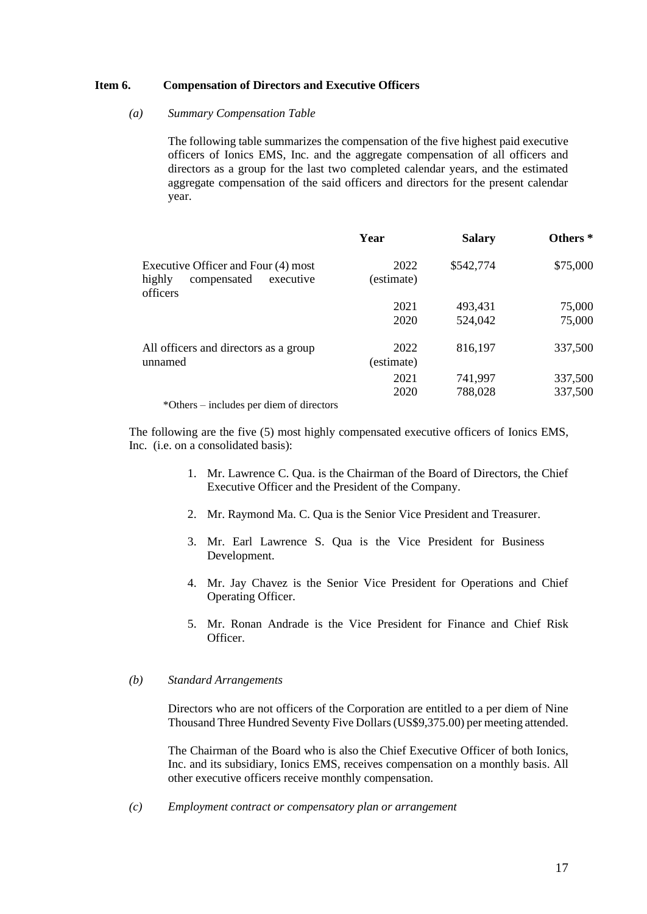### Item 6. Compensation of Directors and Executive Officers

*(a) Summary Compensation Table*

The following table summarizes the compensation of the five highest paid executive officers of Ionics EMS, Inc. and the aggregate compensation of all officers and directors as a group for the last two completed calendar years, and the estimated aggregate compensation of the said officers and directors for the present calendar year.

| | Year | Salary | Others * |
|---|---|---|---|
| Executive Officer and Four (4) most highly compensated executive officers | 2022 (estimate) | $542,774 | $75,000 |
| | 2021 | 493,431 | 75,000 |
| | 2020 | 524,042 | 75,000 |
| All officers and directors as a group unnamed | 2022 (estimate) | 816,197 | 337,500 |
| | 2021 | 741,997 | 337,500 |
| | 2020 | 788,028 | 337,500 |

*Others – includes per diem of directors

The following are the five (5) most highly compensated executive officers of Ionics EMS, Inc. (i.e. on a consolidated basis):

1. Mr. Lawrence C. Qua. is the Chairman of the Board of Directors, the Chief Executive Officer and the President of the Company.
2. Mr. Raymond Ma. C. Qua is the Senior Vice President and Treasurer.
3. Mr. Earl Lawrence S. Qua is the Vice President for Business Development.
4. Mr. Jay Chavez is the Senior Vice President for Operations and Chief Operating Officer.
5. Mr. Ronan Andrade is the Vice President for Finance and Chief Risk Officer.

*(b) Standard Arrangements*

Directors who are not officers of the Corporation are entitled to a per diem of Nine Thousand Three Hundred Seventy Five Dollars (US$9,375.00) per meeting attended.

The Chairman of the Board who is also the Chief Executive Officer of both Ionics, Inc. and its subsidiary, Ionics EMS, receives compensation on a monthly basis. All other executive officers receive monthly compensation.

*(c) Employment contract or compensatory plan or arrangement*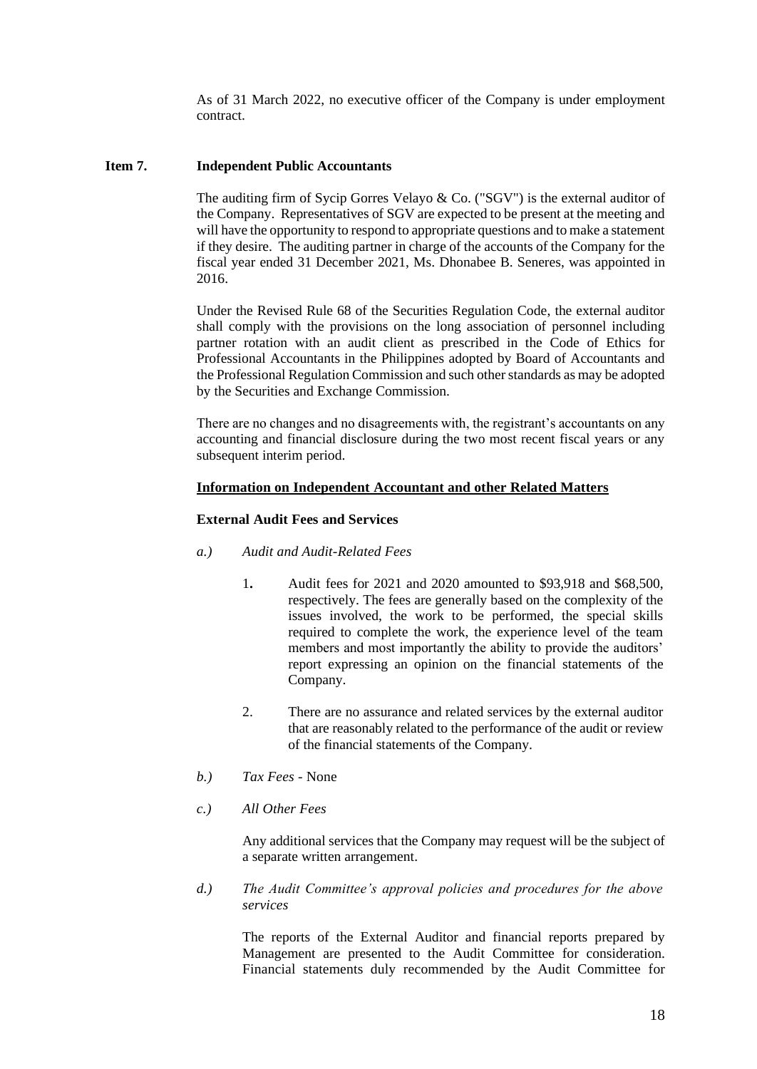As of 31 March 2022, no executive officer of the Company is under employment contract.

**Item 7. Independent Public Accountants**

The auditing firm of Sycip Gorres Velayo & Co. ("SGV") is the external auditor of the Company. Representatives of SGV are expected to be present at the meeting and will have the opportunity to respond to appropriate questions and to make a statement if they desire. The auditing partner in charge of the accounts of the Company for the fiscal year ended 31 December 2021, Ms. Dhonabee B. Seneres, was appointed in 2016.

Under the Revised Rule 68 of the Securities Regulation Code, the external auditor shall comply with the provisions on the long association of personnel including partner rotation with an audit client as prescribed in the Code of Ethics for Professional Accountants in the Philippines adopted by Board of Accountants and the Professional Regulation Commission and such other standards as may be adopted by the Securities and Exchange Commission.

There are no changes and no disagreements with, the registrant's accountants on any accounting and financial disclosure during the two most recent fiscal years or any subsequent interim period.

**Information on Independent Accountant and other Related Matters**

**External Audit Fees and Services**

*a.) Audit and Audit-Related Fees*

1. Audit fees for 2021 and 2020 amounted to $93,918 and $68,500, respectively. The fees are generally based on the complexity of the issues involved, the work to be performed, the special skills required to complete the work, the experience level of the team members and most importantly the ability to provide the auditors' report expressing an opinion on the financial statements of the Company.

2. There are no assurance and related services by the external auditor that are reasonably related to the performance of the audit or review of the financial statements of the Company.

*b.) Tax Fees* - None

*c.) All Other Fees*

Any additional services that the Company may request will be the subject of a separate written arrangement.

*d.) The Audit Committee's approval policies and procedures for the above services*

The reports of the External Auditor and financial reports prepared by Management are presented to the Audit Committee for consideration. Financial statements duly recommended by the Audit Committee for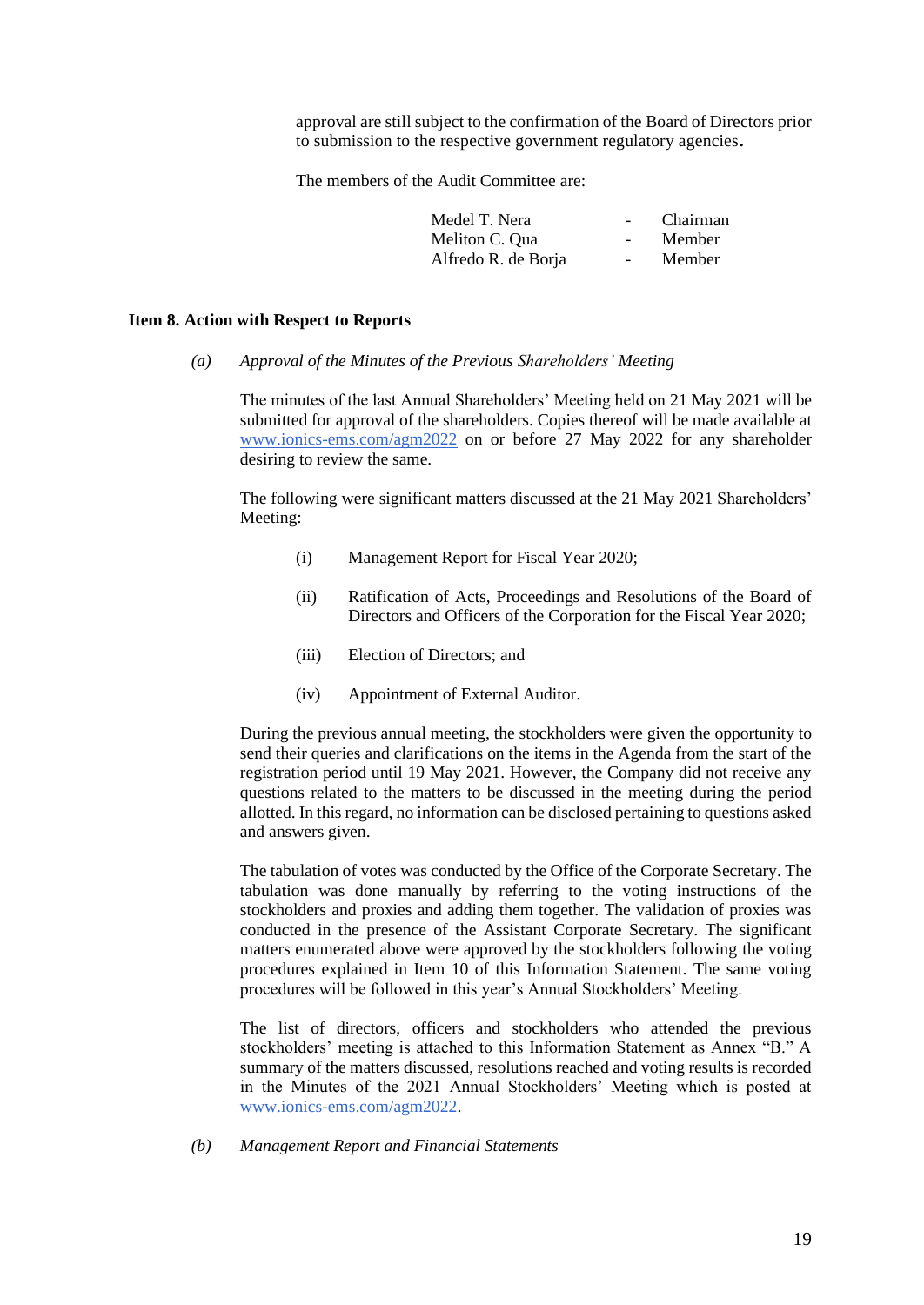approval are still subject to the confirmation of the Board of Directors prior to submission to the respective government regulatory agencies**.**

The members of the Audit Committee are:

| | | |
|---|---|---|
| Medel T. Nera | - | Chairman |
| Meliton C. Qua | - | Member |
| Alfredo R. de Borja | - | Member |

**Item 8. Action with Respect to Reports**

*(a) Approval of the Minutes of the Previous Shareholders' Meeting*

The minutes of the last Annual Shareholders' Meeting held on 21 May 2021 will be submitted for approval of the shareholders. Copies thereof will be made available at www.ionics-ems.com/agm2022 on or before 27 May 2022 for any shareholder desiring to review the same.

The following were significant matters discussed at the 21 May 2021 Shareholders' Meeting:

(i) Management Report for Fiscal Year 2020;

(ii) Ratification of Acts, Proceedings and Resolutions of the Board of Directors and Officers of the Corporation for the Fiscal Year 2020;

(iii) Election of Directors; and

(iv) Appointment of External Auditor.

During the previous annual meeting, the stockholders were given the opportunity to send their queries and clarifications on the items in the Agenda from the start of the registration period until 19 May 2021. However, the Company did not receive any questions related to the matters to be discussed in the meeting during the period allotted. In this regard, no information can be disclosed pertaining to questions asked and answers given.

The tabulation of votes was conducted by the Office of the Corporate Secretary. The tabulation was done manually by referring to the voting instructions of the stockholders and proxies and adding them together. The validation of proxies was conducted in the presence of the Assistant Corporate Secretary. The significant matters enumerated above were approved by the stockholders following the voting procedures explained in Item 10 of this Information Statement. The same voting procedures will be followed in this year's Annual Stockholders' Meeting.

The list of directors, officers and stockholders who attended the previous stockholders' meeting is attached to this Information Statement as Annex "B." A summary of the matters discussed, resolutions reached and voting results is recorded in the Minutes of the 2021 Annual Stockholders' Meeting which is posted at www.ionics-ems.com/agm2022.

*(b) Management Report and Financial Statements*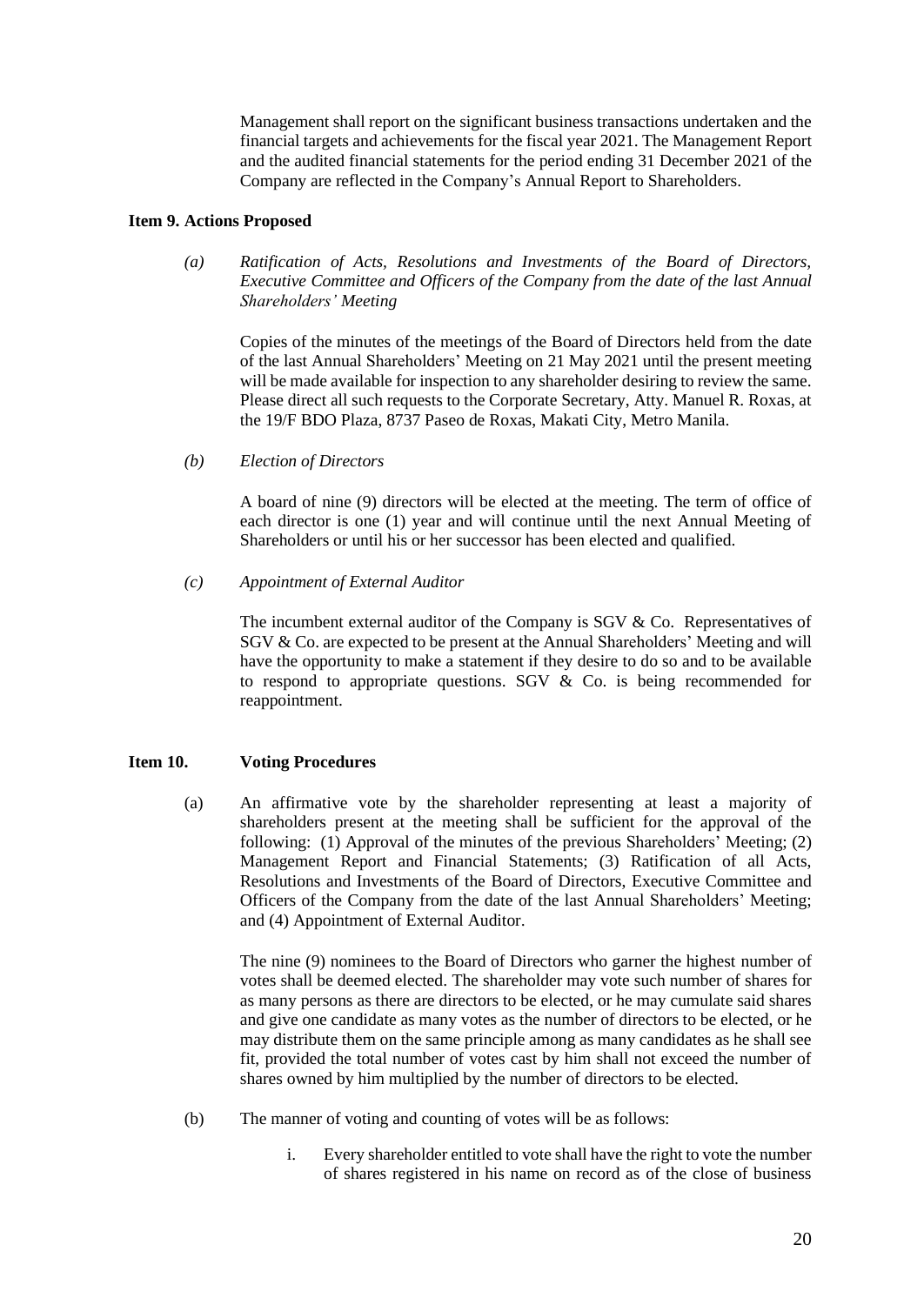Management shall report on the significant business transactions undertaken and the financial targets and achievements for the fiscal year 2021. The Management Report and the audited financial statements for the period ending 31 December 2021 of the Company are reflected in the Company's Annual Report to Shareholders.

**Item 9. Actions Proposed**

*(a) Ratification of Acts, Resolutions and Investments of the Board of Directors, Executive Committee and Officers of the Company from the date of the last Annual Shareholders' Meeting*

Copies of the minutes of the meetings of the Board of Directors held from the date of the last Annual Shareholders' Meeting on 21 May 2021 until the present meeting will be made available for inspection to any shareholder desiring to review the same. Please direct all such requests to the Corporate Secretary, Atty. Manuel R. Roxas, at the 19/F BDO Plaza, 8737 Paseo de Roxas, Makati City, Metro Manila.

*(b) Election of Directors*

A board of nine (9) directors will be elected at the meeting. The term of office of each director is one (1) year and will continue until the next Annual Meeting of Shareholders or until his or her successor has been elected and qualified.

*(c) Appointment of External Auditor*

The incumbent external auditor of the Company is SGV & Co. Representatives of SGV & Co. are expected to be present at the Annual Shareholders' Meeting and will have the opportunity to make a statement if they desire to do so and to be available to respond to appropriate questions. SGV & Co. is being recommended for reappointment.

**Item 10. Voting Procedures**

(a) An affirmative vote by the shareholder representing at least a majority of shareholders present at the meeting shall be sufficient for the approval of the following: (1) Approval of the minutes of the previous Shareholders' Meeting; (2) Management Report and Financial Statements; (3) Ratification of all Acts, Resolutions and Investments of the Board of Directors, Executive Committee and Officers of the Company from the date of the last Annual Shareholders' Meeting; and (4) Appointment of External Auditor.

The nine (9) nominees to the Board of Directors who garner the highest number of votes shall be deemed elected. The shareholder may vote such number of shares for as many persons as there are directors to be elected, or he may cumulate said shares and give one candidate as many votes as the number of directors to be elected, or he may distribute them on the same principle among as many candidates as he shall see fit, provided the total number of votes cast by him shall not exceed the number of shares owned by him multiplied by the number of directors to be elected.

(b) The manner of voting and counting of votes will be as follows:

i. Every shareholder entitled to vote shall have the right to vote the number of shares registered in his name on record as of the close of business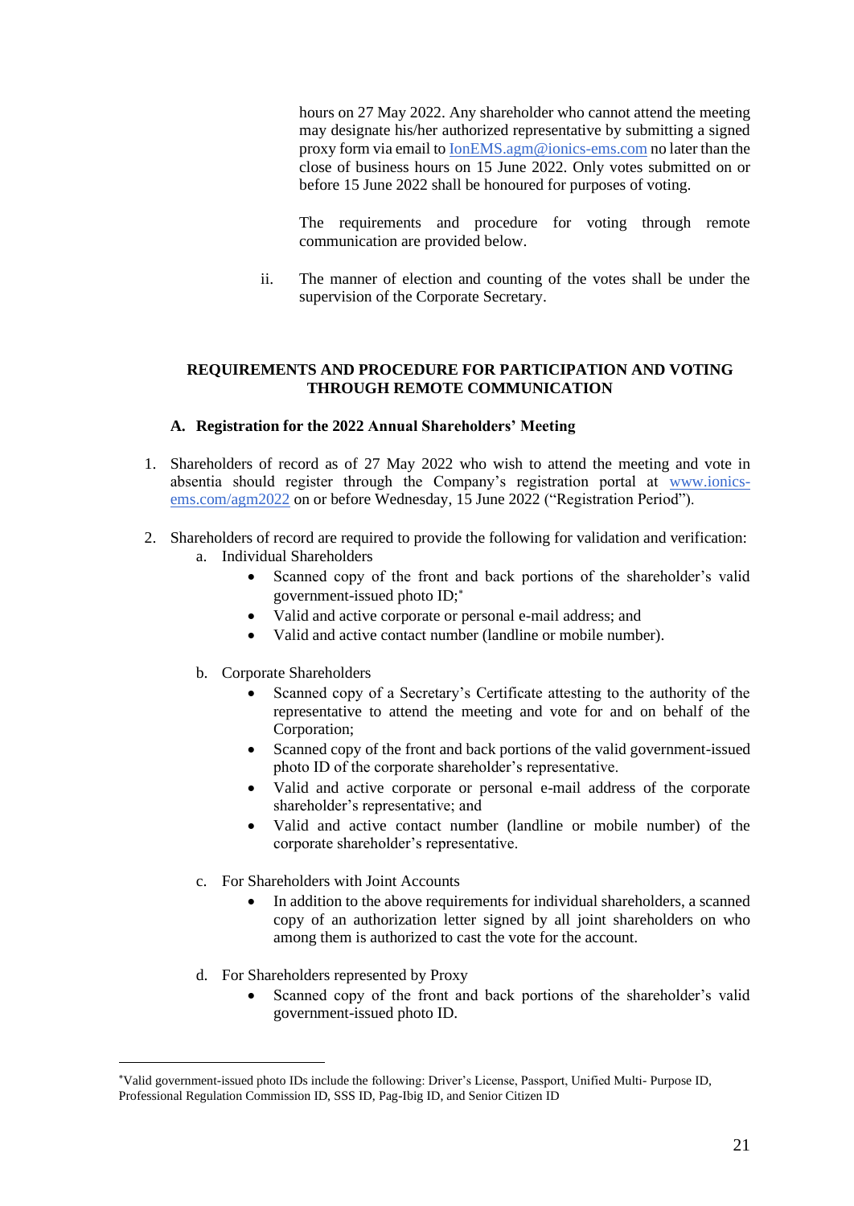hours on 27 May 2022. Any shareholder who cannot attend the meeting may designate his/her authorized representative by submitting a signed proxy form via email to IonEMS.agm@ionics-ems.com no later than the close of business hours on 15 June 2022. Only votes submitted on or before 15 June 2022 shall be honoured for purposes of voting.

The requirements and procedure for voting through remote communication are provided below.

ii. The manner of election and counting of the votes shall be under the supervision of the Corporate Secretary.

## REQUIREMENTS AND PROCEDURE FOR PARTICIPATION AND VOTING THROUGH REMOTE COMMUNICATION

### A. Registration for the 2022 Annual Shareholders' Meeting

1. Shareholders of record as of 27 May 2022 who wish to attend the meeting and vote in absentia should register through the Company's registration portal at www.ionics-ems.com/agm2022 on or before Wednesday, 15 June 2022 ("Registration Period").

2. Shareholders of record are required to provide the following for validation and verification:
   a. Individual Shareholders
      - Scanned copy of the front and back portions of the shareholder's valid government-issued photo ID;*
      - Valid and active corporate or personal e-mail address; and
      - Valid and active contact number (landline or mobile number).

   b. Corporate Shareholders
      - Scanned copy of a Secretary's Certificate attesting to the authority of the representative to attend the meeting and vote for and on behalf of the Corporation;
      - Scanned copy of the front and back portions of the valid government-issued photo ID of the corporate shareholder's representative.
      - Valid and active corporate or personal e-mail address of the corporate shareholder's representative; and
      - Valid and active contact number (landline or mobile number) of the corporate shareholder's representative.

   c. For Shareholders with Joint Accounts
      - In addition to the above requirements for individual shareholders, a scanned copy of an authorization letter signed by all joint shareholders on who among them is authorized to cast the vote for the account.

   d. For Shareholders represented by Proxy
      - Scanned copy of the front and back portions of the shareholder's valid government-issued photo ID.

---

*Valid government-issued photo IDs include the following: Driver's License, Passport, Unified Multi- Purpose ID, Professional Regulation Commission ID, SSS ID, Pag-Ibig ID, and Senior Citizen ID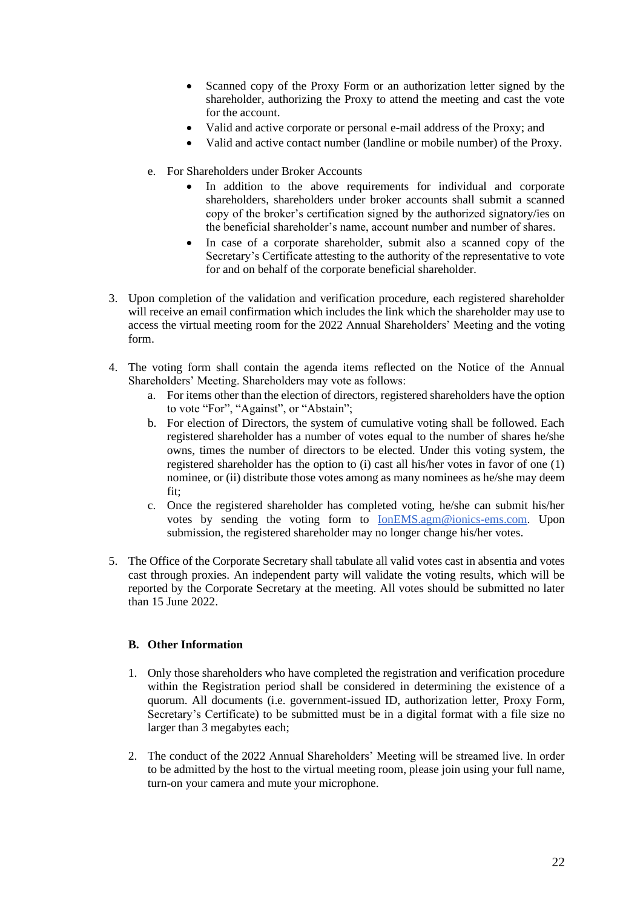- Scanned copy of the Proxy Form or an authorization letter signed by the shareholder, authorizing the Proxy to attend the meeting and cast the vote for the account.
- Valid and active corporate or personal e-mail address of the Proxy; and
- Valid and active contact number (landline or mobile number) of the Proxy.

e. For Shareholders under Broker Accounts

- In addition to the above requirements for individual and corporate shareholders, shareholders under broker accounts shall submit a scanned copy of the broker's certification signed by the authorized signatory/ies on the beneficial shareholder's name, account number and number of shares.
- In case of a corporate shareholder, submit also a scanned copy of the Secretary's Certificate attesting to the authority of the representative to vote for and on behalf of the corporate beneficial shareholder.

3. Upon completion of the validation and verification procedure, each registered shareholder will receive an email confirmation which includes the link which the shareholder may use to access the virtual meeting room for the 2022 Annual Shareholders' Meeting and the voting form.

4. The voting form shall contain the agenda items reflected on the Notice of the Annual Shareholders' Meeting. Shareholders may vote as follows:
   a. For items other than the election of directors, registered shareholders have the option to vote "For", "Against", or "Abstain";
   b. For election of Directors, the system of cumulative voting shall be followed. Each registered shareholder has a number of votes equal to the number of shares he/she owns, times the number of directors to be elected. Under this voting system, the registered shareholder has the option to (i) cast all his/her votes in favor of one (1) nominee, or (ii) distribute those votes among as many nominees as he/she may deem fit;
   c. Once the registered shareholder has completed voting, he/she can submit his/her votes by sending the voting form to IonEMS.agm@ionics-ems.com. Upon submission, the registered shareholder may no longer change his/her votes.

5. The Office of the Corporate Secretary shall tabulate all valid votes cast in absentia and votes cast through proxies. An independent party will validate the voting results, which will be reported by the Corporate Secretary at the meeting. All votes should be submitted no later than 15 June 2022.

**B. Other Information**

1. Only those shareholders who have completed the registration and verification procedure within the Registration period shall be considered in determining the existence of a quorum. All documents (i.e. government-issued ID, authorization letter, Proxy Form, Secretary's Certificate) to be submitted must be in a digital format with a file size no larger than 3 megabytes each;

2. The conduct of the 2022 Annual Shareholders' Meeting will be streamed live. In order to be admitted by the host to the virtual meeting room, please join using your full name, turn-on your camera and mute your microphone.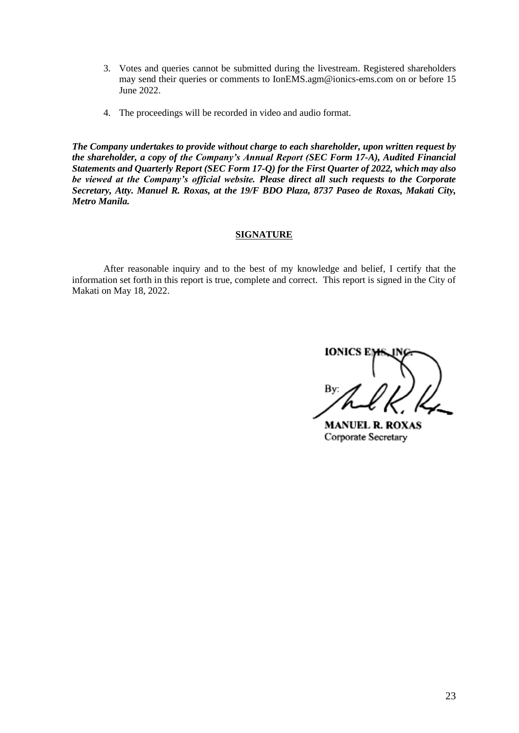3. Votes and queries cannot be submitted during the livestream. Registered shareholders may send their queries or comments to IonEMS.agm@ionics-ems.com on or before 15 June 2022.

4. The proceedings will be recorded in video and audio format.

***The Company undertakes to provide without charge to each shareholder, upon written request by the shareholder, a copy of the Company's Annual Report (SEC Form 17-A), Audited Financial Statements and Quarterly Report (SEC Form 17-Q) for the First Quarter of 2022, which may also be viewed at the Company's official website. Please direct all such requests to the Corporate Secretary, Atty. Manuel R. Roxas, at the 19/F BDO Plaza, 8737 Paseo de Roxas, Makati City, Metro Manila.***

**SIGNATURE**

After reasonable inquiry and to the best of my knowledge and belief, I certify that the information set forth in this report is true, complete and correct. This report is signed in the City of Makati on May 18, 2022.

**IONICS EMS, INC.**

By:

**MANUEL R. ROXAS**
Corporate Secretary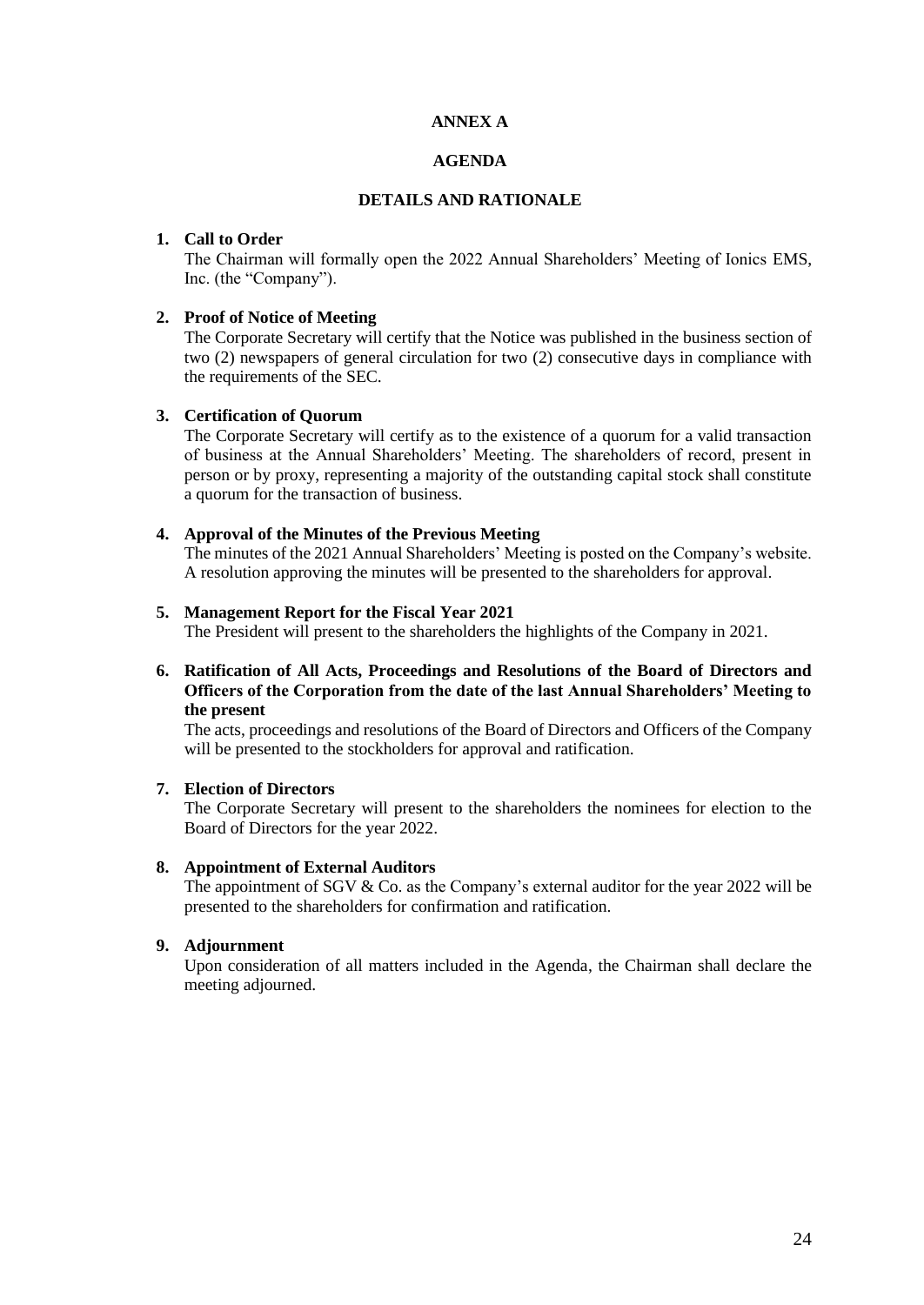# ANNEX A

## AGENDA

### DETAILS AND RATIONALE

1. **Call to Order**
   The Chairman will formally open the 2022 Annual Shareholders' Meeting of Ionics EMS, Inc. (the "Company").

2. **Proof of Notice of Meeting**
   The Corporate Secretary will certify that the Notice was published in the business section of two (2) newspapers of general circulation for two (2) consecutive days in compliance with the requirements of the SEC.

3. **Certification of Quorum**
   The Corporate Secretary will certify as to the existence of a quorum for a valid transaction of business at the Annual Shareholders' Meeting. The shareholders of record, present in person or by proxy, representing a majority of the outstanding capital stock shall constitute a quorum for the transaction of business.

4. **Approval of the Minutes of the Previous Meeting**
   The minutes of the 2021 Annual Shareholders' Meeting is posted on the Company's website. A resolution approving the minutes will be presented to the shareholders for approval.

5. **Management Report for the Fiscal Year 2021**
   The President will present to the shareholders the highlights of the Company in 2021.

6. **Ratification of All Acts, Proceedings and Resolutions of the Board of Directors and Officers of the Corporation from the date of the last Annual Shareholders' Meeting to the present**
   The acts, proceedings and resolutions of the Board of Directors and Officers of the Company will be presented to the stockholders for approval and ratification.

7. **Election of Directors**
   The Corporate Secretary will present to the shareholders the nominees for election to the Board of Directors for the year 2022.

8. **Appointment of External Auditors**
   The appointment of SGV & Co. as the Company's external auditor for the year 2022 will be presented to the shareholders for confirmation and ratification.

9. **Adjournment**
   Upon consideration of all matters included in the Agenda, the Chairman shall declare the meeting adjourned.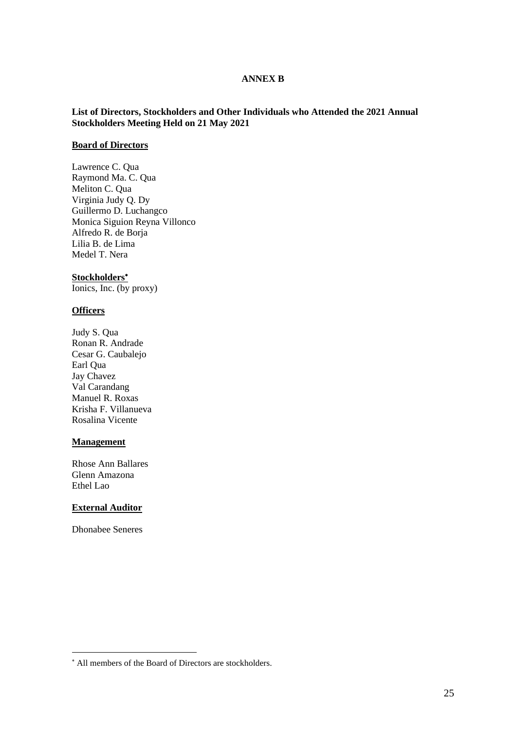**ANNEX B**

**List of Directors, Stockholders and Other Individuals who Attended the 2021 Annual Stockholders Meeting Held on 21 May 2021**

**Board of Directors**

Lawrence C. Qua
Raymond Ma. C. Qua
Meliton C. Qua
Virginia Judy Q. Dy
Guillermo D. Luchangco
Monica Siguion Reyna Villonco
Alfredo R. de Borja
Lilia B. de Lima
Medel T. Nera

**Stockholders***
Ionics, Inc. (by proxy)

**Officers**

Judy S. Qua
Ronan R. Andrade
Cesar G. Caubalejo
Earl Qua
Jay Chavez
Val Carandang
Manuel R. Roxas
Krisha F. Villanueva
Rosalina Vicente

**Management**

Rhose Ann Ballares
Glenn Amazona
Ethel Lao

**External Auditor**

Dhonabee Seneres

---

* All members of the Board of Directors are stockholders.